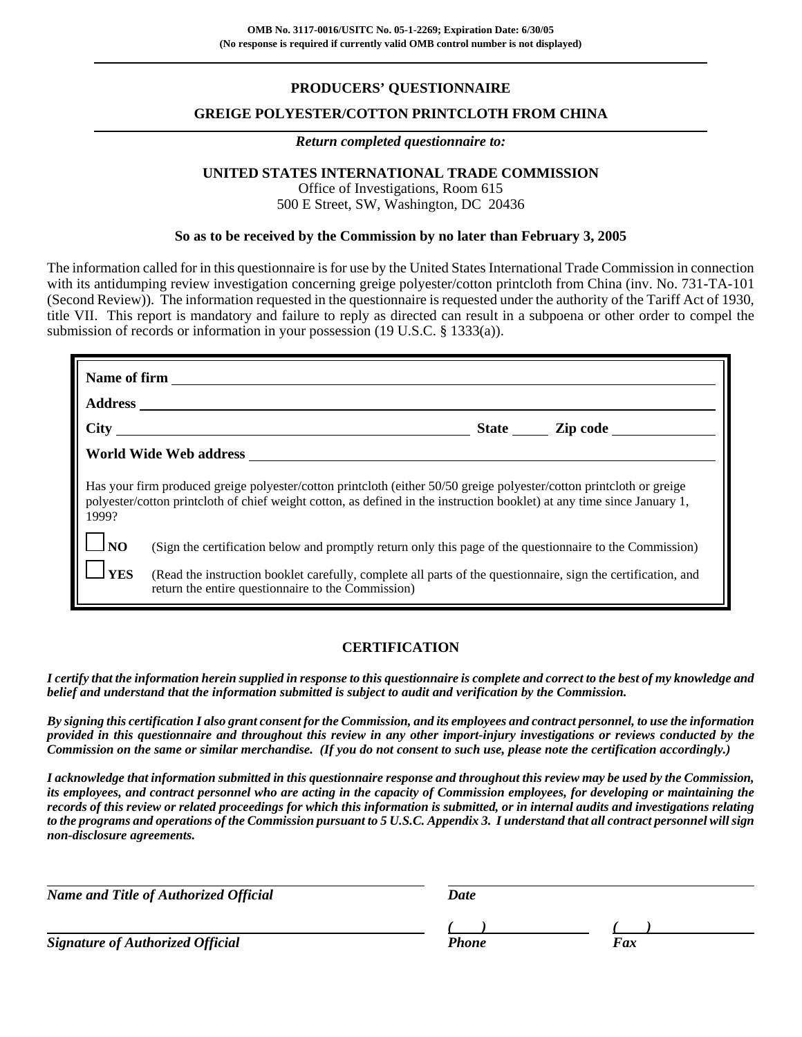OMB No. 3117-0016/USITC No. 05-1-2269; Expiration Date: 6/30/05
**(No response is required if currently valid OMB control number is not displayed)**

# PRODUCERS' QUESTIONNAIRE

## GREIGE POLYESTER/COTTON PRINTCLOTH FROM CHINA

***Return completed questionnaire to:***

**UNITED STATES INTERNATIONAL TRADE COMMISSION**
Office of Investigations, Room 615
500 E Street, SW, Washington, DC 20436

**So as to be received by the Commission by no later than February 3, 2005**

The information called for in this questionnaire is for use by the United States International Trade Commission in connection with its antidumping review investigation concerning greige polyester/cotton printcloth from China (inv. No. 731-TA-101 (Second Review)). The information requested in the questionnaire is requested under the authority of the Tariff Act of 1930, title VII. This report is mandatory and failure to reply as directed can result in a subpoena or other order to compel the submission of records or information in your possession (19 U.S.C. § 1333(a)).

**Name of firm** ______________________________

**Address** ______________________________

**City** ______________________ **State** _____ **Zip code** __________

**World Wide Web address** ______________________________

Has your firm produced greige polyester/cotton printcloth (either 50/50 greige polyester/cotton printcloth or greige polyester/cotton printcloth of chief weight cotton, as defined in the instruction booklet) at any time since January 1, 1999?

☐ **NO** (Sign the certification below and promptly return only this page of the questionnaire to the Commission)

☐ **YES** (Read the instruction booklet carefully, complete all parts of the questionnaire, sign the certification, and return the entire questionnaire to the Commission)

## CERTIFICATION

***I certify that the information herein supplied in response to this questionnaire is complete and correct to the best of my knowledge and belief and understand that the information submitted is subject to audit and verification by the Commission.***

***By signing this certification I also grant consent for the Commission, and its employees and contract personnel, to use the information provided in this questionnaire and throughout this review in any other import-injury investigations or reviews conducted by the Commission on the same or similar merchandise. (If you do not consent to such use, please note the certification accordingly.)***

***I acknowledge that information submitted in this questionnaire response and throughout this review may be used by the Commission, its employees, and contract personnel who are acting in the capacity of Commission employees, for developing or maintaining the records of this review or related proceedings for which this information is submitted, or in internal audits and investigations relating to the programs and operations of the Commission pursuant to 5 U.S.C. Appendix 3. I understand that all contract personnel will sign non-disclosure agreements.***

______________________________ ______________________________
***Name and Title of Authorized Official*** ***Date***

______________________________ ***(    )*** ______________ ***(    )*** ______________
***Signature of Authorized Official*** ***Phone*** ***Fax***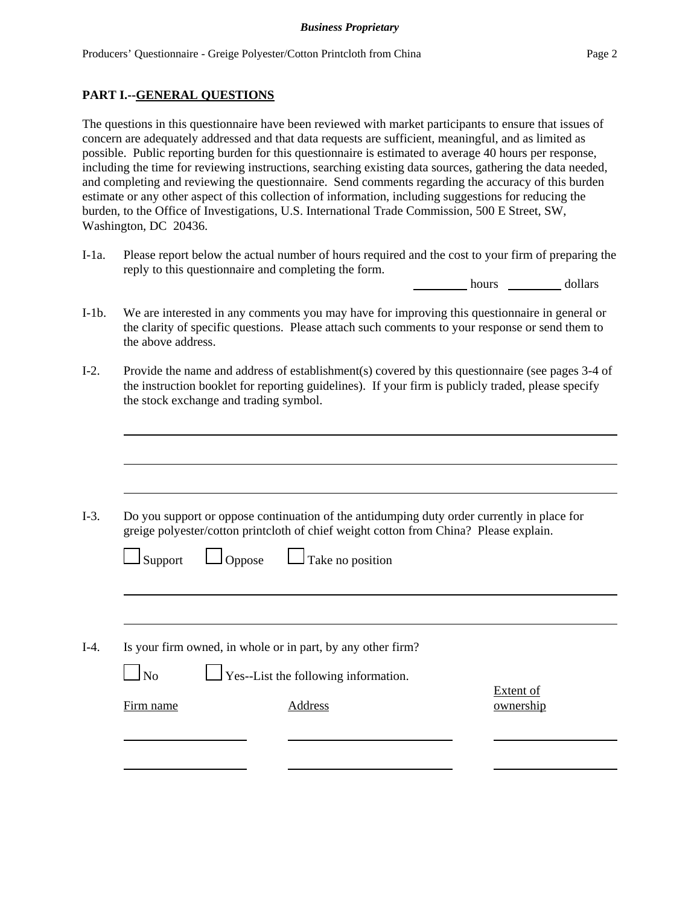## PART I.--GENERAL QUESTIONS

The questions in this questionnaire have been reviewed with market participants to ensure that issues of concern are adequately addressed and that data requests are sufficient, meaningful, and as limited as possible. Public reporting burden for this questionnaire is estimated to average 40 hours per response, including the time for reviewing instructions, searching existing data sources, gathering the data needed, and completing and reviewing the questionnaire. Send comments regarding the accuracy of this burden estimate or any other aspect of this collection of information, including suggestions for reducing the burden, to the Office of Investigations, U.S. International Trade Commission, 500 E Street, SW, Washington, DC 20436.

I-1a. Please report below the actual number of hours required and the cost to your firm of preparing the reply to this questionnaire and completing the form.

________ hours ________ dollars

I-1b. We are interested in any comments you may have for improving this questionnaire in general or the clarity of specific questions. Please attach such comments to your response or send them to the above address.

I-2. Provide the name and address of establishment(s) covered by this questionnaire (see pages 3-4 of the instruction booklet for reporting guidelines). If your firm is publicly traded, please specify the stock exchange and trading symbol.

______________________________________________________________

______________________________________________________________

______________________________________________________________

I-3. Do you support or oppose continuation of the antidumping duty order currently in place for greige polyester/cotton printcloth of chief weight cotton from China? Please explain.

☐ Support ☐ Oppose ☐ Take no position

______________________________________________________________

______________________________________________________________

I-4. Is your firm owned, in whole or in part, by any other firm?

☐ No ☐ Yes--List the following information.

| Firm name | Address | Extent of ownership |
|---|---|---|
| | | |
| | | |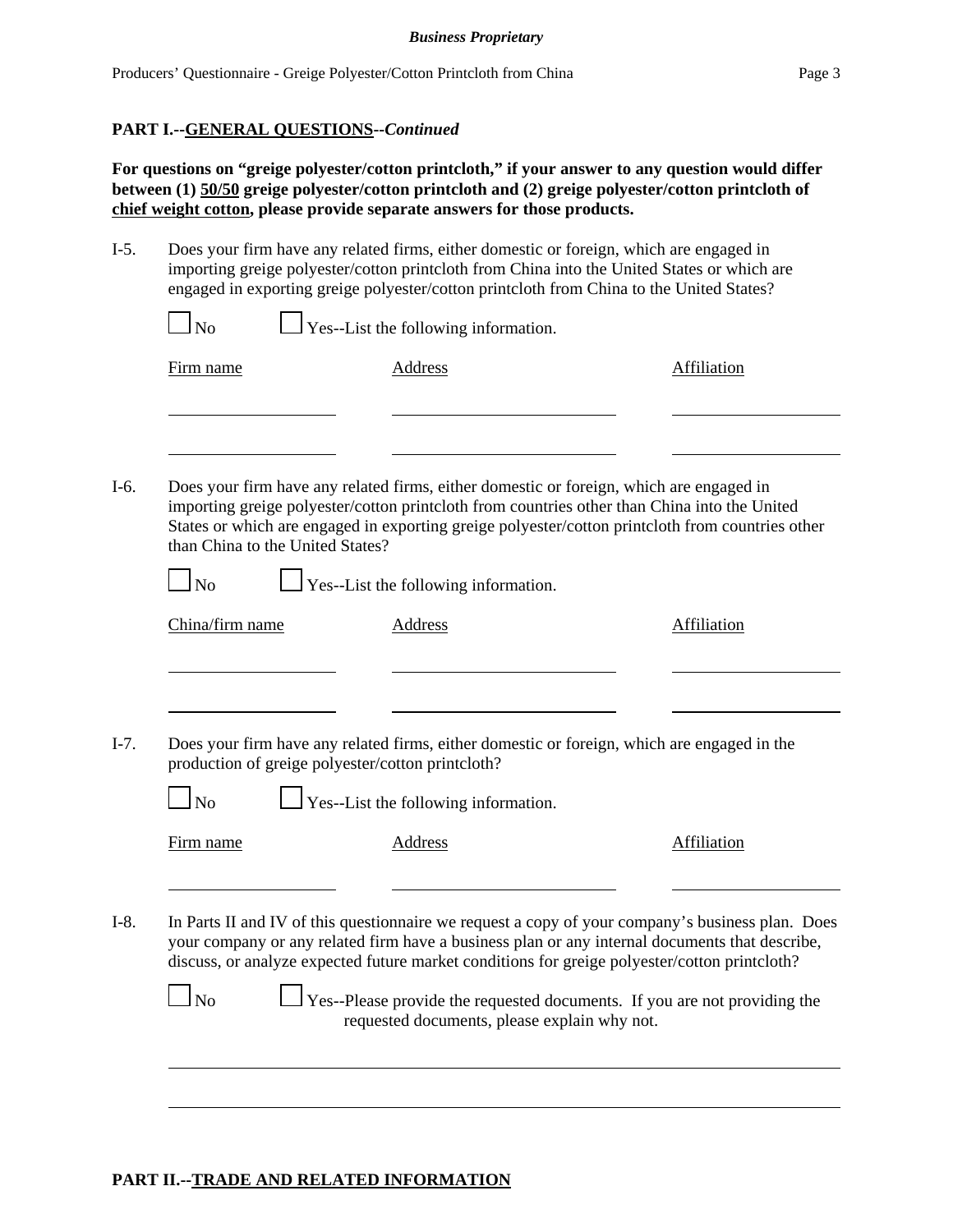## PART I.--GENERAL QUESTIONS--*Continued*

**For questions on "greige polyester/cotton printcloth," if your answer to any question would differ between (1) 50/50 greige polyester/cotton printcloth and (2) greige polyester/cotton printcloth of chief weight cotton, please provide separate answers for those products.**

I-5. Does your firm have any related firms, either domestic or foreign, which are engaged in importing greige polyester/cotton printcloth from China into the United States or which are engaged in exporting greige polyester/cotton printcloth from China to the United States?

☐ No ☐ Yes--List the following information.

| Firm name | Address | Affiliation |
|---|---|---|
| | | |
| | | |

I-6. Does your firm have any related firms, either domestic or foreign, which are engaged in importing greige polyester/cotton printcloth from countries other than China into the United States or which are engaged in exporting greige polyester/cotton printcloth from countries other than China to the United States?

☐ No ☐ Yes--List the following information.

| China/firm name | Address | Affiliation |
|---|---|---|
| | | |
| | | |

I-7. Does your firm have any related firms, either domestic or foreign, which are engaged in the production of greige polyester/cotton printcloth?

☐ No ☐ Yes--List the following information.

| Firm name | Address | Affiliation |
|---|---|---|
| | | |

I-8. In Parts II and IV of this questionnaire we request a copy of your company's business plan. Does your company or any related firm have a business plan or any internal documents that describe, discuss, or analyze expected future market conditions for greige polyester/cotton printcloth?

☐ No ☐ Yes--Please provide the requested documents. If you are not providing the requested documents, please explain why not.

______________________________________________________________________

______________________________________________________________________

## PART II.--TRADE AND RELATED INFORMATION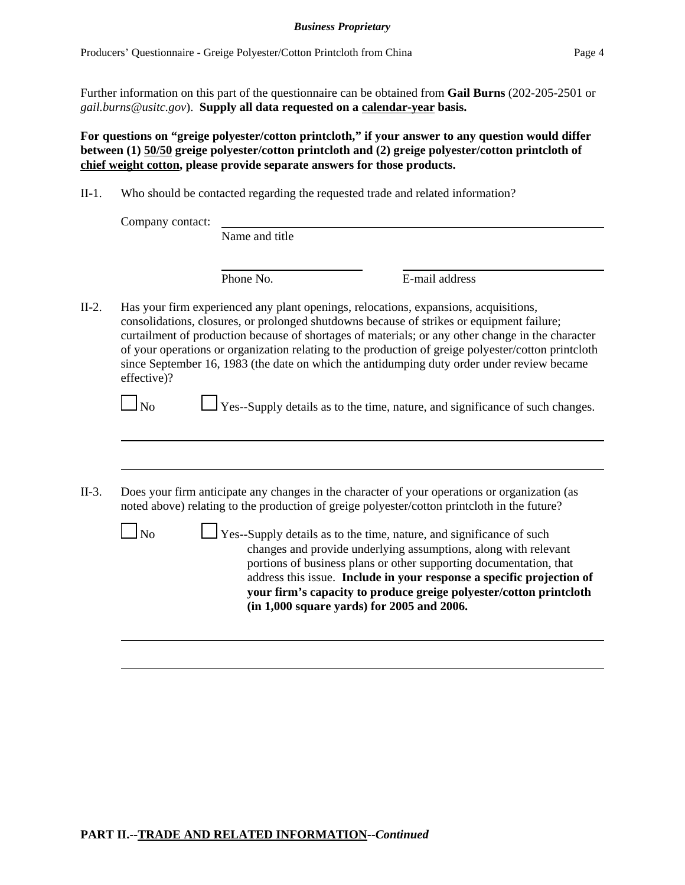Further information on this part of the questionnaire can be obtained from **Gail Burns** (202-205-2501 or *gail.burns@usitc.gov*). **Supply all data requested on a calendar-year basis.**

**For questions on "greige polyester/cotton printcloth," if your answer to any question would differ between (1) 50/50 greige polyester/cotton printcloth and (2) greige polyester/cotton printcloth of chief weight cotton, please provide separate answers for those products.**

II-1. Who should be contacted regarding the requested trade and related information?

Company contact: ______________________________
Name and title

______________________ ______________________
Phone No. E-mail address

II-2. Has your firm experienced any plant openings, relocations, expansions, acquisitions, consolidations, closures, or prolonged shutdowns because of strikes or equipment failure; curtailment of production because of shortages of materials; or any other change in the character of your operations or organization relating to the production of greige polyester/cotton printcloth since September 16, 1983 (the date on which the antidumping duty order under review became effective)?

☐ No ☐ Yes--Supply details as to the time, nature, and significance of such changes.

______________________________________________

______________________________________________

II-3. Does your firm anticipate any changes in the character of your operations or organization (as noted above) relating to the production of greige polyester/cotton printcloth in the future?

☐ No ☐ Yes--Supply details as to the time, nature, and significance of such changes and provide underlying assumptions, along with relevant portions of business plans or other supporting documentation, that address this issue. **Include in your response a specific projection of your firm's capacity to produce greige polyester/cotton printcloth (in 1,000 square yards) for 2005 and 2006.**

______________________________________________

______________________________________________

**PART II.--TRADE AND RELATED INFORMATION--*Continued***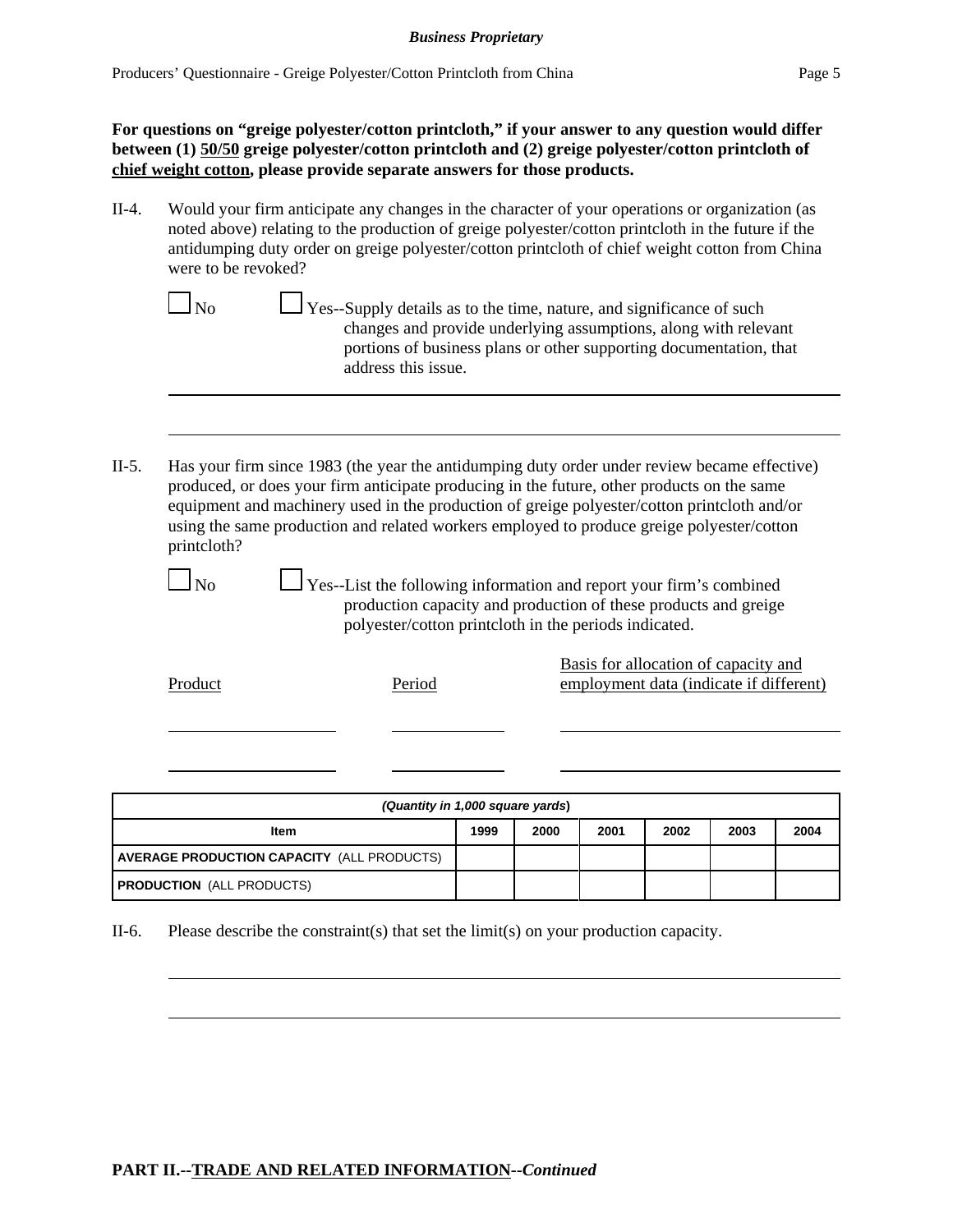**For questions on "greige polyester/cotton printcloth," if your answer to any question would differ between (1) 50/50 greige polyester/cotton printcloth and (2) greige polyester/cotton printcloth of chief weight cotton, please provide separate answers for those products.**

II-4. Would your firm anticipate any changes in the character of your operations or organization (as noted above) relating to the production of greige polyester/cotton printcloth in the future if the antidumping duty order on greige polyester/cotton printcloth of chief weight cotton from China were to be revoked?

☐ No ☐ Yes--Supply details as to the time, nature, and significance of such changes and provide underlying assumptions, along with relevant portions of business plans or other supporting documentation, that address this issue.

______________________________________________________________________

______________________________________________________________________

II-5. Has your firm since 1983 (the year the antidumping duty order under review became effective) produced, or does your firm anticipate producing in the future, other products on the same equipment and machinery used in the production of greige polyester/cotton printcloth and/or using the same production and related workers employed to produce greige polyester/cotton printcloth?

☐ No ☐ Yes--List the following information and report your firm's combined production capacity and production of these products and greige polyester/cotton printcloth in the periods indicated.

| Product | Period | Basis for allocation of capacity and employment data (indicate if different) |
|---|---|---|
| | | |
| | | |

| (Quantity in 1,000 square yards) | | | | | | |
|---|---|---|---|---|---|---|
| Item | 1999 | 2000 | 2001 | 2002 | 2003 | 2004 |
| **AVERAGE PRODUCTION CAPACITY** (ALL PRODUCTS) | | | | | | |
| **PRODUCTION** (ALL PRODUCTS) | | | | | | |

II-6. Please describe the constraint(s) that set the limit(s) on your production capacity.

______________________________________________________________________

______________________________________________________________________

**PART II.--TRADE AND RELATED INFORMATION--*Continued***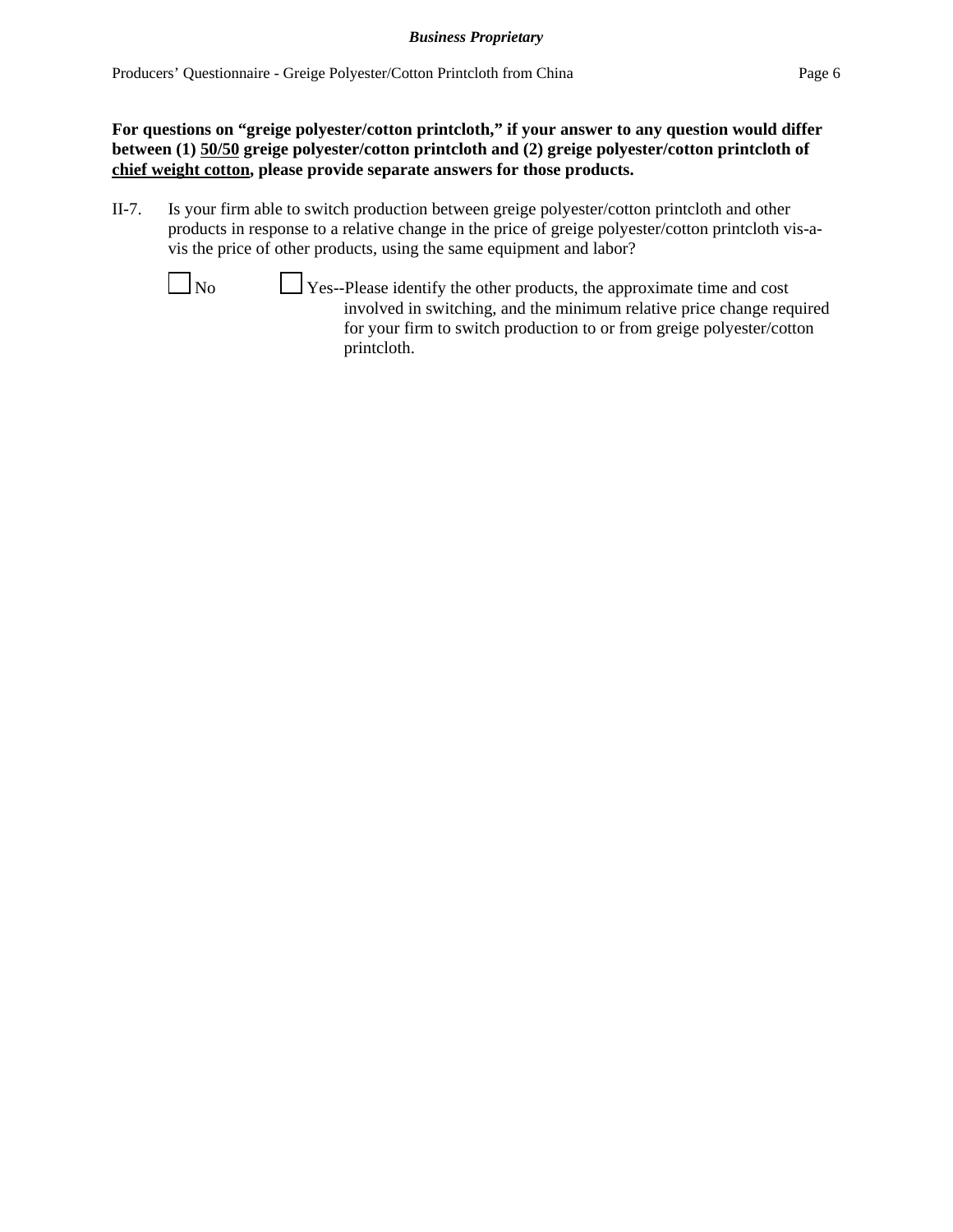**For questions on "greige polyester/cotton printcloth," if your answer to any question would differ between (1) <u>50/50</u> greige polyester/cotton printcloth and (2) greige polyester/cotton printcloth of <u>chief weight cotton</u>, please provide separate answers for those products.**

II-7. Is your firm able to switch production between greige polyester/cotton printcloth and other products in response to a relative change in the price of greige polyester/cotton printcloth vis-a-vis the price of other products, using the same equipment and labor?

☐ No ☐ Yes--Please identify the other products, the approximate time and cost involved in switching, and the minimum relative price change required for your firm to switch production to or from greige polyester/cotton printcloth.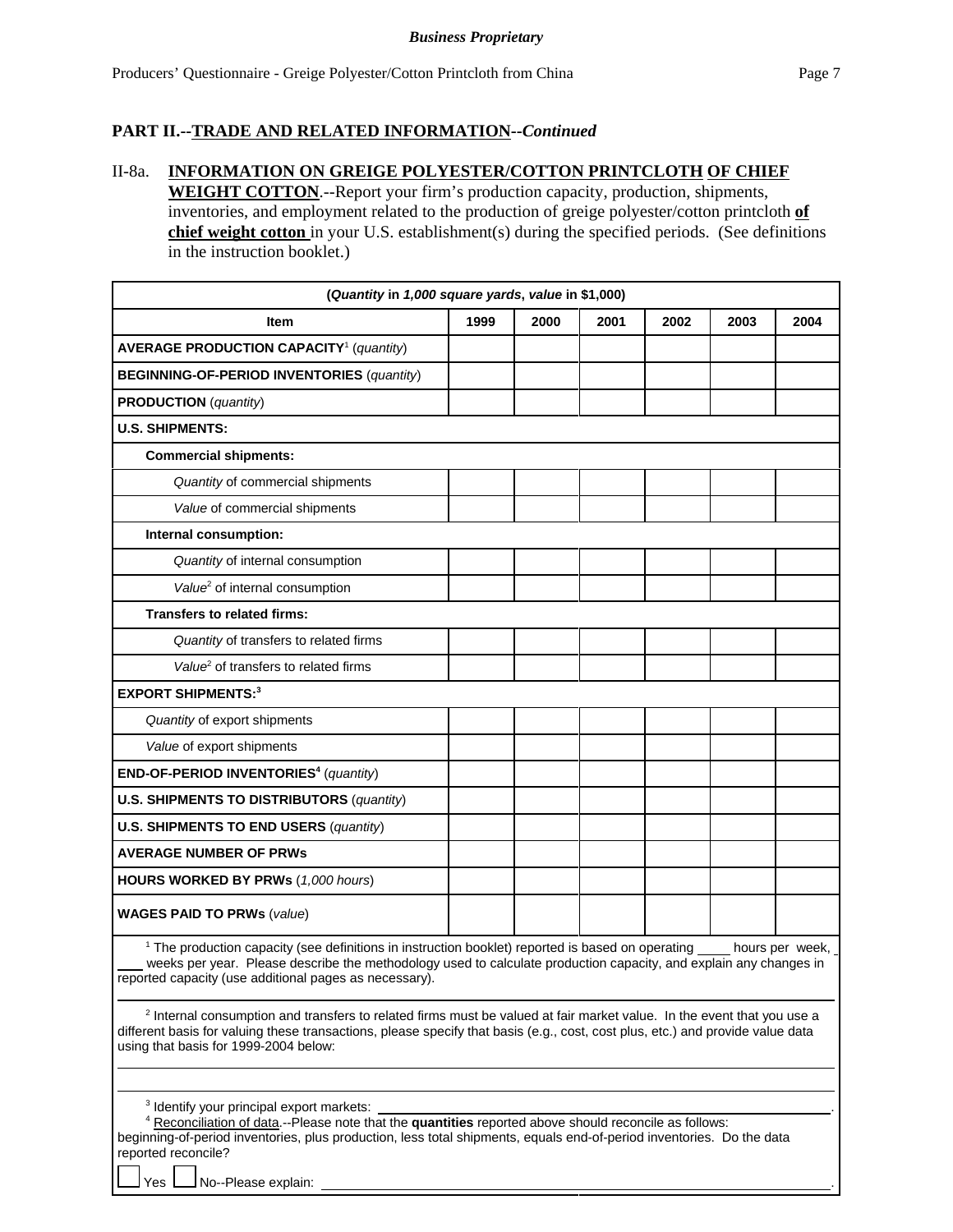**PART II.--TRADE AND RELATED INFORMATION--*Continued***

II-8a. **INFORMATION ON GREIGE POLYESTER/COTTON PRINTCLOTH OF CHIEF WEIGHT COTTON**.--Report your firm's production capacity, production, shipments, inventories, and employment related to the production of greige polyester/cotton printcloth **of chief weight cotton** in your U.S. establishment(s) during the specified periods. (See definitions in the instruction booklet.)

| (*Quantity* in *1,000 square yards*, *value* in $1,000) | | | | | | |
|---|---|---|---|---|---|---|
| **Item** | **1999** | **2000** | **2001** | **2002** | **2003** | **2004** |
| **AVERAGE PRODUCTION CAPACITY**[1] (*quantity*) | | | | | | |
| **BEGINNING-OF-PERIOD INVENTORIES** (*quantity*) | | | | | | |
| **PRODUCTION** (*quantity*) | | | | | | |
| **U.S. SHIPMENTS:** | | | | | | |
| **Commercial shipments:** | | | | | | |
| *Quantity* of commercial shipments | | | | | | |
| *Value* of commercial shipments | | | | | | |
| **Internal consumption:** | | | | | | |
| *Quantity* of internal consumption | | | | | | |
| *Value*[2] of internal consumption | | | | | | |
| **Transfers to related firms:** | | | | | | |
| *Quantity* of transfers to related firms | | | | | | |
| *Value*[2] of transfers to related firms | | | | | | |
| **EXPORT SHIPMENTS:**[3] | | | | | | |
| *Quantity* of export shipments | | | | | | |
| *Value* of export shipments | | | | | | |
| **END-OF-PERIOD INVENTORIES**[4] (*quantity*) | | | | | | |
| **U.S. SHIPMENTS TO DISTRIBUTORS** (*quantity*) | | | | | | |
| **U.S. SHIPMENTS TO END USERS** (*quantity*) | | | | | | |
| **AVERAGE NUMBER OF PRWs** | | | | | | |
| **HOURS WORKED BY PRWs** (*1,000 hours*) | | | | | | |
| **WAGES PAID TO PRWs** (*value*) | | | | | | |

[1] The production capacity (see definitions in instruction booklet) reported is based on operating ____ hours per week, ____ weeks per year. Please describe the methodology used to calculate production capacity, and explain any changes in reported capacity (use additional pages as necessary).

______________________________________________________________________

[2] Internal consumption and transfers to related firms must be valued at fair market value. In the event that you use a different basis for valuing these transactions, please specify that basis (e.g., cost, cost plus, etc.) and provide value data using that basis for 1999-2004 below:

______________________________________________________________________

______________________________________________________________________

[3] Identify your principal export markets: ______________________________________________.

[4] Reconciliation of data.--Please note that the **quantities** reported above should reconcile as follows: beginning-of-period inventories, plus production, less total shipments, equals end-of-period inventories. Do the data reported reconcile?

☐ Yes ☐ No--Please explain: ______________________________________________.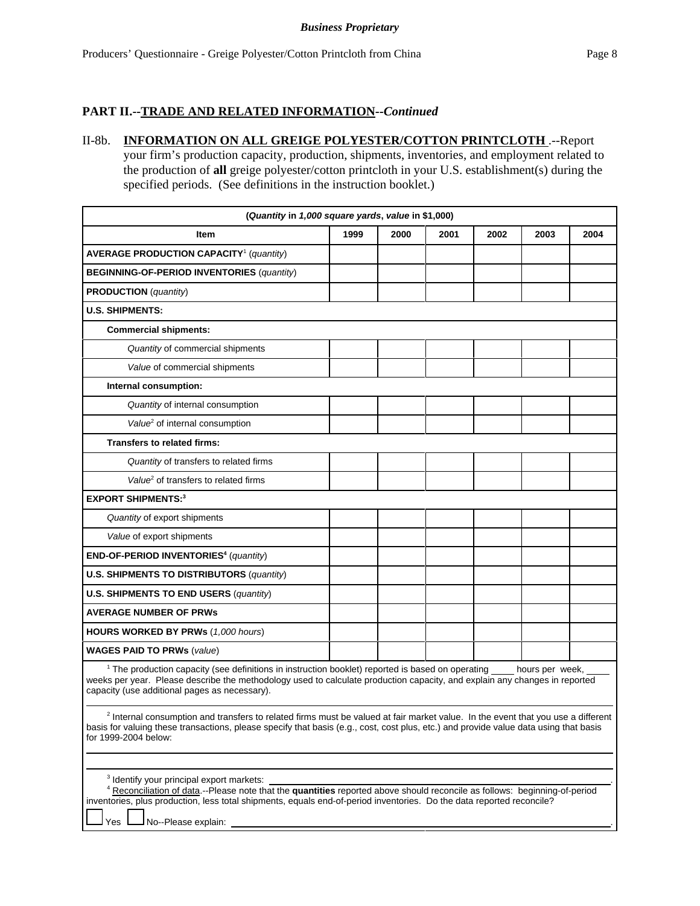## PART II.--TRADE AND RELATED INFORMATION--*Continued*

II-8b. **INFORMATION ON ALL GREIGE POLYESTER/COTTON PRINTCLOTH** .--Report your firm's production capacity, production, shipments, inventories, and employment related to the production of **all** greige polyester/cotton printcloth in your U.S. establishment(s) during the specified periods. (See definitions in the instruction booklet.)

| (*Quantity* in *1,000 square yards*, *value* in $1,000) | | | | | | |
|---|---|---|---|---|---|---|
| **Item** | **1999** | **2000** | **2001** | **2002** | **2003** | **2004** |
| **AVERAGE PRODUCTION CAPACITY**[1] (*quantity*) | | | | | | |
| **BEGINNING-OF-PERIOD INVENTORIES** (*quantity*) | | | | | | |
| **PRODUCTION** (*quantity*) | | | | | | |
| **U.S. SHIPMENTS:** | | | | | | |
| **Commercial shipments:** | | | | | | |
| *Quantity* of commercial shipments | | | | | | |
| *Value* of commercial shipments | | | | | | |
| **Internal consumption:** | | | | | | |
| *Quantity* of internal consumption | | | | | | |
| *Value*[2] of internal consumption | | | | | | |
| **Transfers to related firms:** | | | | | | |
| *Quantity* of transfers to related firms | | | | | | |
| *Value*[2] of transfers to related firms | | | | | | |
| **EXPORT SHIPMENTS:**[3] | | | | | | |
| *Quantity* of export shipments | | | | | | |
| *Value* of export shipments | | | | | | |
| **END-OF-PERIOD INVENTORIES**[4] (*quantity*) | | | | | | |
| **U.S. SHIPMENTS TO DISTRIBUTORS** (*quantity*) | | | | | | |
| **U.S. SHIPMENTS TO END USERS** (*quantity*) | | | | | | |
| **AVERAGE NUMBER OF PRWs** | | | | | | |
| **HOURS WORKED BY PRWs** (*1,000 hours*) | | | | | | |
| **WAGES PAID TO PRWs** (*value*) | | | | | | |

[1] The production capacity (see definitions in instruction booklet) reported is based on operating ____ hours per week, ____ weeks per year. Please describe the methodology used to calculate production capacity, and explain any changes in reported capacity (use additional pages as necessary).

[2] Internal consumption and transfers to related firms must be valued at fair market value. In the event that you use a different basis for valuing these transactions, please specify that basis (e.g., cost, cost plus, etc.) and provide value data using that basis for 1999-2004 below:

[3] Identify your principal export markets: ______________________________.

[4] Reconciliation of data.--Please note that the **quantities** reported above should reconcile as follows: beginning-of-period inventories, plus production, less total shipments, equals end-of-period inventories. Do the data reported reconcile?

☐ Yes ☐ No--Please explain: ______________________________.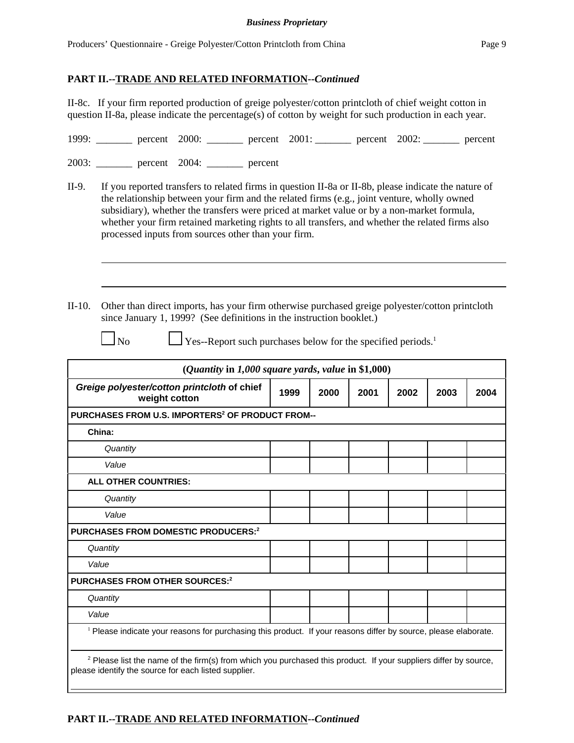## PART II.--TRADE AND RELATED INFORMATION--*Continued*

II-8c. If your firm reported production of greige polyester/cotton printcloth of chief weight cotton in question II-8a, please indicate the percentage(s) of cotton by weight for such production in each year.

1999: _______ percent 2000: _______ percent 2001: _______ percent 2002: _______ percent

2003: _______ percent 2004: _______ percent

II-9. If you reported transfers to related firms in question II-8a or II-8b, please indicate the nature of the relationship between your firm and the related firms (e.g., joint venture, wholly owned subsidiary), whether the transfers were priced at market value or by a non-market formula, whether your firm retained marketing rights to all transfers, and whether the related firms also processed inputs from sources other than your firm.

______________________________________________________________________________

______________________________________________________________________________

II-10. Other than direct imports, has your firm otherwise purchased greige polyester/cotton printcloth since January 1, 1999? (See definitions in the instruction booklet.)

☐ No ☐ Yes--Report such purchases below for the specified periods.[1]

| (*Quantity* in *1,000 square yards*, *value* in $1,000) | | | | | | |
|---|---|---|---|---|---|---|
| ***Greige polyester/cotton printcloth* of chief weight cotton** | **1999** | **2000** | **2001** | **2002** | **2003** | **2004** |
| **PURCHASES FROM U.S. IMPORTERS[2] OF PRODUCT FROM--** | | | | | | |
| **China:** | | | | | | |
| *Quantity* | | | | | | |
| *Value* | | | | | | |
| **ALL OTHER COUNTRIES:** | | | | | | |
| *Quantity* | | | | | | |
| *Value* | | | | | | |
| **PURCHASES FROM DOMESTIC PRODUCERS:[2]** | | | | | | |
| *Quantity* | | | | | | |
| *Value* | | | | | | |
| **PURCHASES FROM OTHER SOURCES:[2]** | | | | | | |
| *Quantity* | | | | | | |
| *Value* | | | | | | |

[1] Please indicate your reasons for purchasing this product. If your reasons differ by source, please elaborate.

______________________________________________________________________________

[2] Please list the name of the firm(s) from which you purchased this product. If your suppliers differ by source, please identify the source for each listed supplier.

______________________________________________________________________________

## PART II.--TRADE AND RELATED INFORMATION--*Continued*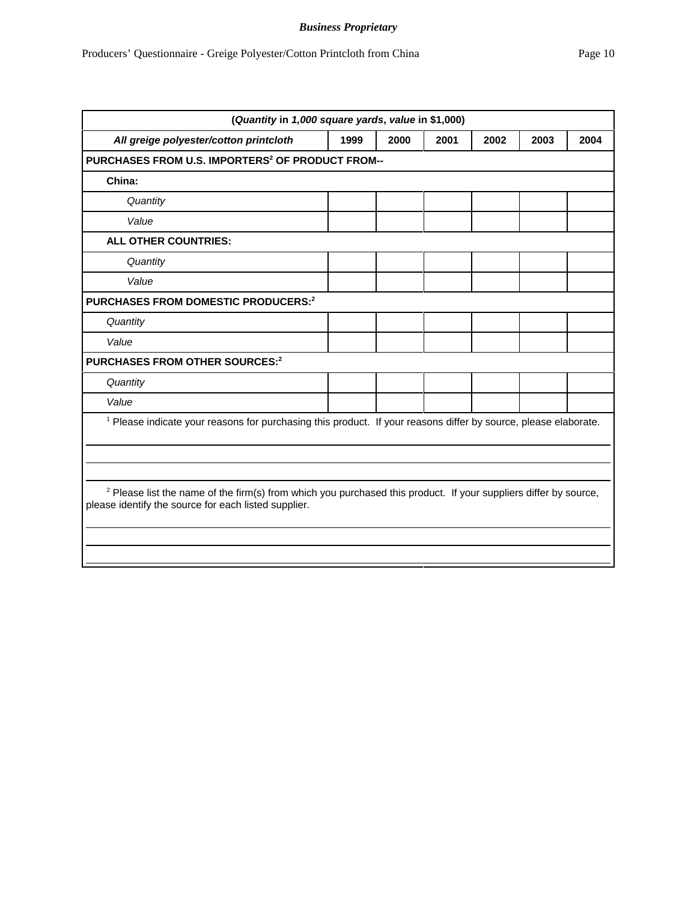| (*Quantity* in *1,000 square yards*, *value* in $1,000) | | | | | | |
|---|---|---|---|---|---|---|
| ***All greige polyester/cotton printcloth*** | **1999** | **2000** | **2001** | **2002** | **2003** | **2004** |
| **PURCHASES FROM U.S. IMPORTERS[2] OF PRODUCT FROM--** | | | | | | |
| **China:** | | | | | | |
| *Quantity* | | | | | | |
| *Value* | | | | | | |
| **ALL OTHER COUNTRIES:** | | | | | | |
| *Quantity* | | | | | | |
| *Value* | | | | | | |
| **PURCHASES FROM DOMESTIC PRODUCERS:[2]** | | | | | | |
| *Quantity* | | | | | | |
| *Value* | | | | | | |
| **PURCHASES FROM OTHER SOURCES:[2]** | | | | | | |
| *Quantity* | | | | | | |
| *Value* | | | | | | |

[1] Please indicate your reasons for purchasing this product. If your reasons differ by source, please elaborate.

---

---

---

[2] Please list the name of the firm(s) from which you purchased this product. If your suppliers differ by source, please identify the source for each listed supplier.

---

---

---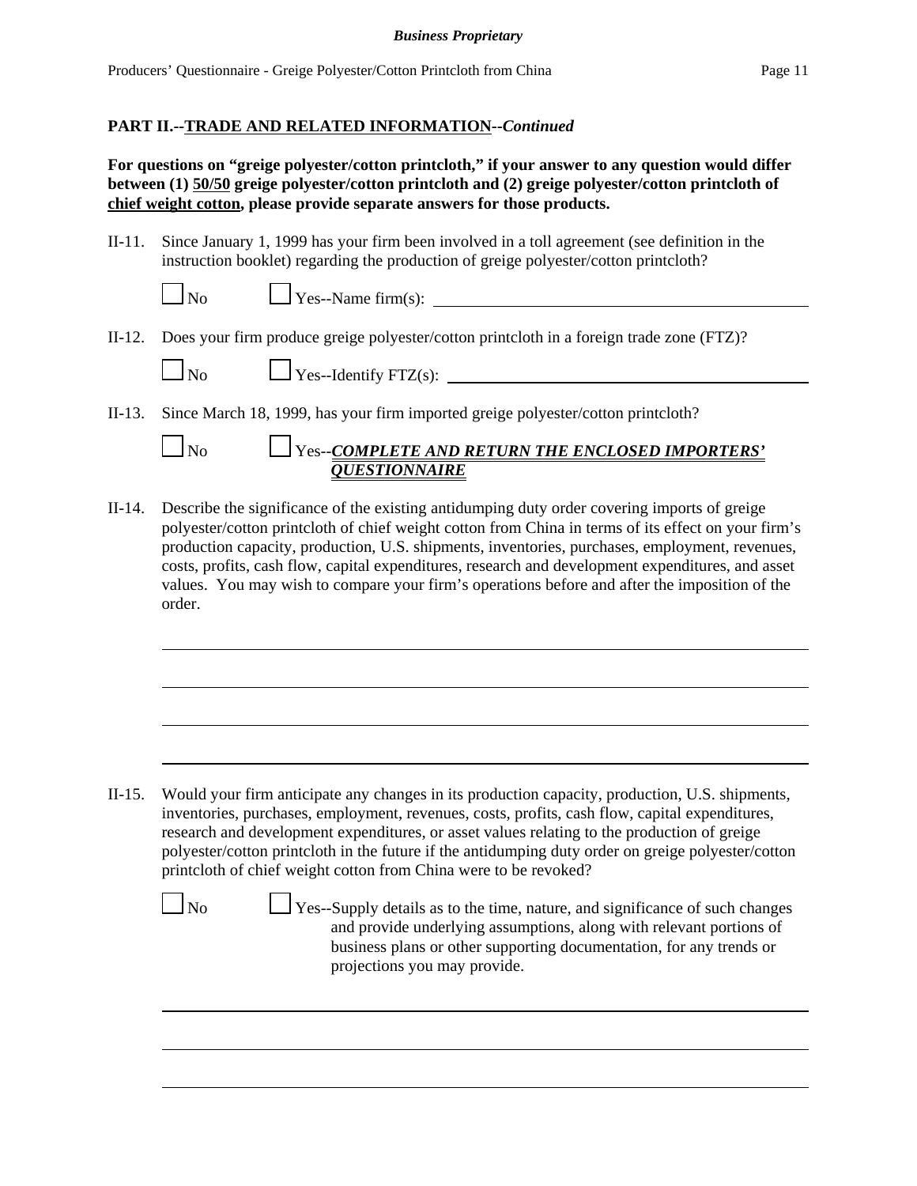## PART II.--TRADE AND RELATED INFORMATION--*Continued*

**For questions on "greige polyester/cotton printcloth," if your answer to any question would differ between (1) 50/50 greige polyester/cotton printcloth and (2) greige polyester/cotton printcloth of chief weight cotton, please provide separate answers for those products.**

II-11. Since January 1, 1999 has your firm been involved in a toll agreement (see definition in the instruction booklet) regarding the production of greige polyester/cotton printcloth?

☐ No ☐ Yes--Name firm(s): ________________________________

II-12. Does your firm produce greige polyester/cotton printcloth in a foreign trade zone (FTZ)?

☐ No ☐ Yes--Identify FTZ(s): ________________________________

II-13. Since March 18, 1999, has your firm imported greige polyester/cotton printcloth?

☐ No ☐ Yes--***COMPLETE AND RETURN THE ENCLOSED IMPORTERS' QUESTIONNAIRE***

II-14. Describe the significance of the existing antidumping duty order covering imports of greige polyester/cotton printcloth of chief weight cotton from China in terms of its effect on your firm's production capacity, production, U.S. shipments, inventories, purchases, employment, revenues, costs, profits, cash flow, capital expenditures, research and development expenditures, and asset values. You may wish to compare your firm's operations before and after the imposition of the order.

________________________________________________________________

________________________________________________________________

________________________________________________________________

________________________________________________________________

II-15. Would your firm anticipate any changes in its production capacity, production, U.S. shipments, inventories, purchases, employment, revenues, costs, profits, cash flow, capital expenditures, research and development expenditures, or asset values relating to the production of greige polyester/cotton printcloth in the future if the antidumping duty order on greige polyester/cotton printcloth of chief weight cotton from China were to be revoked?

☐ No ☐ Yes--Supply details as to the time, nature, and significance of such changes and provide underlying assumptions, along with relevant portions of business plans or other supporting documentation, for any trends or projections you may provide.

________________________________________________________________

________________________________________________________________

________________________________________________________________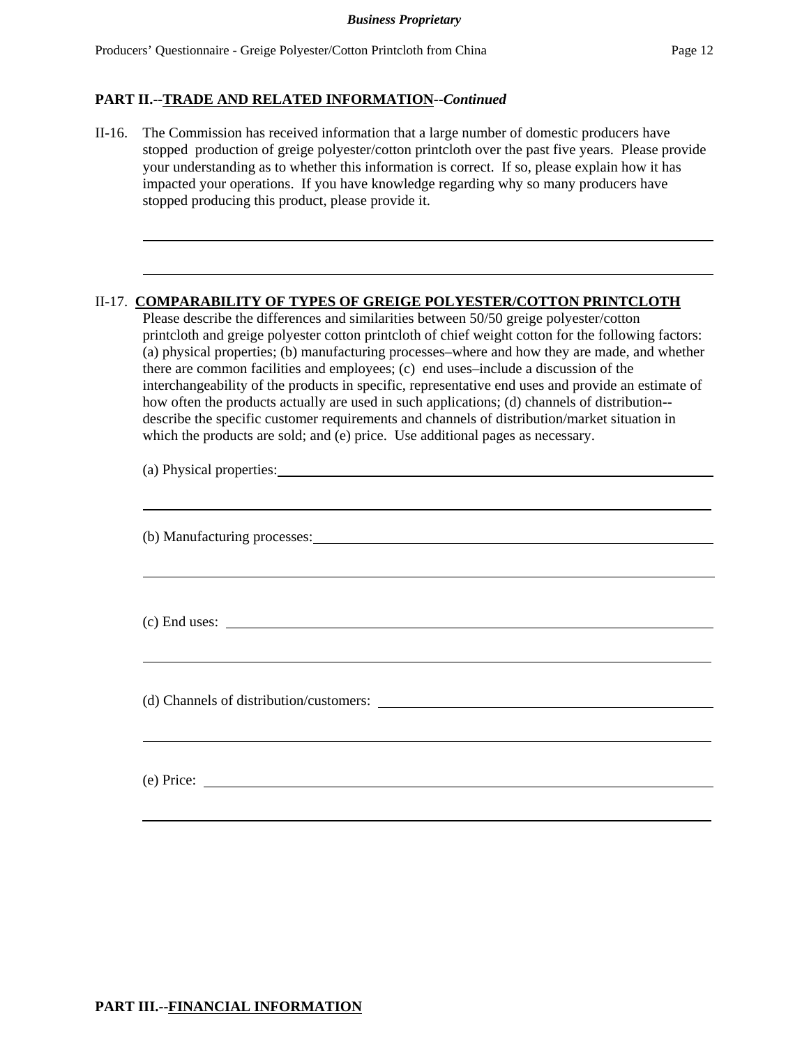## PART II.--TRADE AND RELATED INFORMATION--*Continued*

II-16. The Commission has received information that a large number of domestic producers have stopped production of greige polyester/cotton printcloth over the past five years. Please provide your understanding as to whether this information is correct. If so, please explain how it has impacted your operations. If you have knowledge regarding why so many producers have stopped producing this product, please provide it.

\_\_\_\_\_\_\_\_\_\_\_\_\_\_\_\_\_\_\_\_\_\_\_\_\_\_\_\_\_\_\_\_\_\_\_\_\_\_\_\_\_\_\_\_\_\_\_\_\_\_\_\_\_\_\_\_\_\_\_\_\_\_\_\_\_\_\_\_\_\_\_\_

\_\_\_\_\_\_\_\_\_\_\_\_\_\_\_\_\_\_\_\_\_\_\_\_\_\_\_\_\_\_\_\_\_\_\_\_\_\_\_\_\_\_\_\_\_\_\_\_\_\_\_\_\_\_\_\_\_\_\_\_\_\_\_\_\_\_\_\_\_\_\_\_

II-17. **COMPARABILITY OF TYPES OF GREIGE POLYESTER/COTTON PRINTCLOTH**
Please describe the differences and similarities between 50/50 greige polyester/cotton printcloth and greige polyester cotton printcloth of chief weight cotton for the following factors: (a) physical properties; (b) manufacturing processes–where and how they are made, and whether there are common facilities and employees; (c) end uses–include a discussion of the interchangeability of the products in specific, representative end uses and provide an estimate of how often the products actually are used in such applications; (d) channels of distribution--describe the specific customer requirements and channels of distribution/market situation in which the products are sold; and (e) price. Use additional pages as necessary.

(a) Physical properties: \_\_\_\_\_\_\_\_\_\_\_\_\_\_\_\_\_\_\_\_\_\_\_\_\_\_\_\_\_\_\_\_\_\_\_\_\_\_\_\_\_\_\_\_\_\_\_\_\_\_\_\_\_\_

\_\_\_\_\_\_\_\_\_\_\_\_\_\_\_\_\_\_\_\_\_\_\_\_\_\_\_\_\_\_\_\_\_\_\_\_\_\_\_\_\_\_\_\_\_\_\_\_\_\_\_\_\_\_\_\_\_\_\_\_\_\_\_\_\_\_\_\_\_\_\_\_

(b) Manufacturing processes: \_\_\_\_\_\_\_\_\_\_\_\_\_\_\_\_\_\_\_\_\_\_\_\_\_\_\_\_\_\_\_\_\_\_\_\_\_\_\_\_\_\_\_\_\_\_\_\_\_\_\_\_

\_\_\_\_\_\_\_\_\_\_\_\_\_\_\_\_\_\_\_\_\_\_\_\_\_\_\_\_\_\_\_\_\_\_\_\_\_\_\_\_\_\_\_\_\_\_\_\_\_\_\_\_\_\_\_\_\_\_\_\_\_\_\_\_\_\_\_\_\_\_\_\_

(c) End uses: \_\_\_\_\_\_\_\_\_\_\_\_\_\_\_\_\_\_\_\_\_\_\_\_\_\_\_\_\_\_\_\_\_\_\_\_\_\_\_\_\_\_\_\_\_\_\_\_\_\_\_\_\_\_\_\_\_\_\_\_\_\_\_

\_\_\_\_\_\_\_\_\_\_\_\_\_\_\_\_\_\_\_\_\_\_\_\_\_\_\_\_\_\_\_\_\_\_\_\_\_\_\_\_\_\_\_\_\_\_\_\_\_\_\_\_\_\_\_\_\_\_\_\_\_\_\_\_\_\_\_\_\_\_\_\_

(d) Channels of distribution/customers: \_\_\_\_\_\_\_\_\_\_\_\_\_\_\_\_\_\_\_\_\_\_\_\_\_\_\_\_\_\_\_\_\_\_\_\_\_\_\_\_\_\_\_\_\_

\_\_\_\_\_\_\_\_\_\_\_\_\_\_\_\_\_\_\_\_\_\_\_\_\_\_\_\_\_\_\_\_\_\_\_\_\_\_\_\_\_\_\_\_\_\_\_\_\_\_\_\_\_\_\_\_\_\_\_\_\_\_\_\_\_\_\_\_\_\_\_\_

(e) Price: \_\_\_\_\_\_\_\_\_\_\_\_\_\_\_\_\_\_\_\_\_\_\_\_\_\_\_\_\_\_\_\_\_\_\_\_\_\_\_\_\_\_\_\_\_\_\_\_\_\_\_\_\_\_\_\_\_\_\_\_\_\_\_\_\_

\_\_\_\_\_\_\_\_\_\_\_\_\_\_\_\_\_\_\_\_\_\_\_\_\_\_\_\_\_\_\_\_\_\_\_\_\_\_\_\_\_\_\_\_\_\_\_\_\_\_\_\_\_\_\_\_\_\_\_\_\_\_\_\_\_\_\_\_\_\_\_\_

## PART III.--FINANCIAL INFORMATION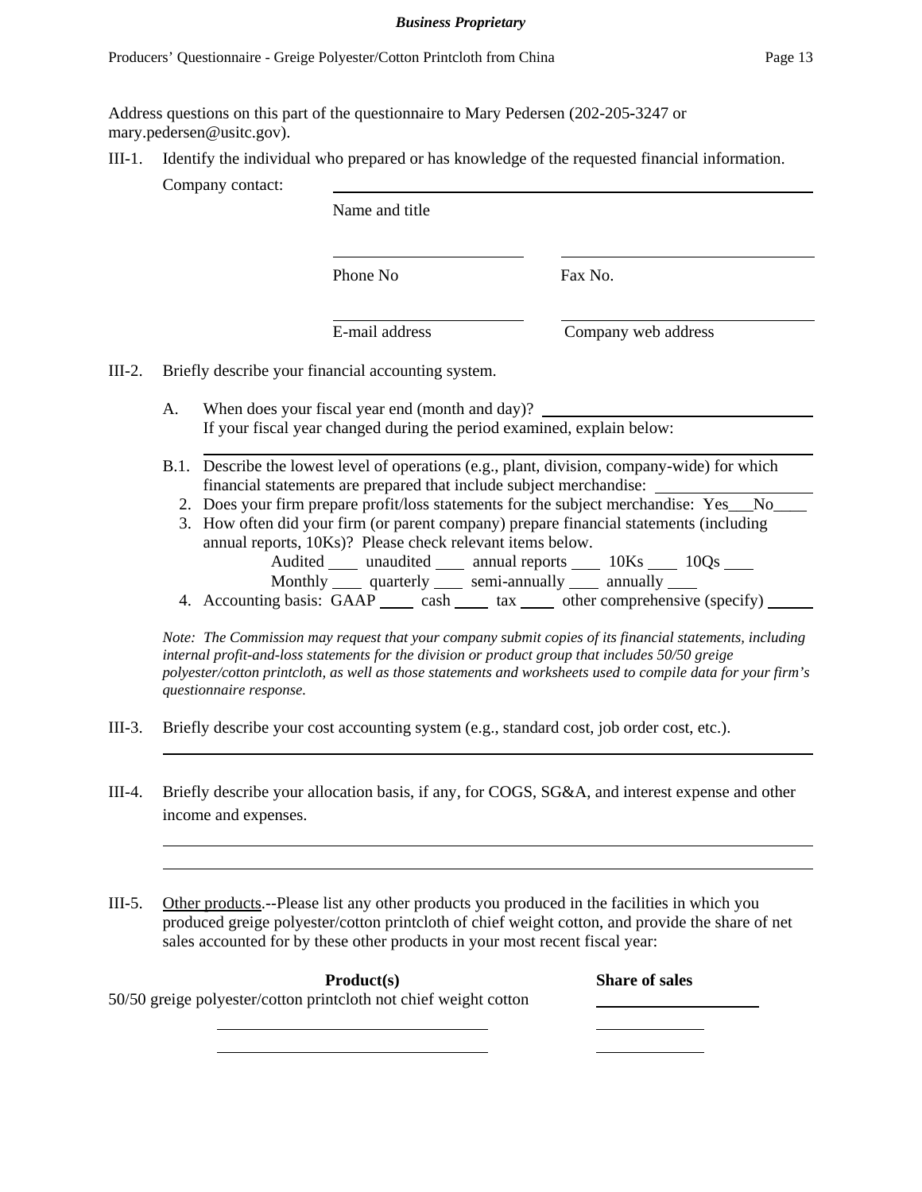Address questions on this part of the questionnaire to Mary Pedersen (202-205-3247 or mary.pedersen@usitc.gov).

III-1. Identify the individual who prepared or has knowledge of the requested financial information.

Company contact: \_\_\_\_\_\_\_\_\_\_\_\_\_\_\_\_\_\_\_\_\_\_\_\_\_\_\_\_\_\_\_\_\_\_\_\_\_\_\_\_
Name and title

\_\_\_\_\_\_\_\_\_\_\_\_\_\_\_\_\_\_\_\_ \_\_\_\_\_\_\_\_\_\_\_\_\_\_\_\_\_\_\_\_
Phone No   Fax No.

\_\_\_\_\_\_\_\_\_\_\_\_\_\_\_\_\_\_\_\_ \_\_\_\_\_\_\_\_\_\_\_\_\_\_\_\_\_\_\_\_
E-mail address   Company web address

III-2. Briefly describe your financial accounting system.

A. When does your fiscal year end (month and day)? \_\_\_\_\_\_\_\_\_\_\_\_\_\_\_\_\_\_\_\_
If your fiscal year changed during the period examined, explain below:
\_\_\_\_\_\_\_\_\_\_\_\_\_\_\_\_\_\_\_\_\_\_\_\_\_\_\_\_\_\_\_\_\_\_\_\_\_\_\_\_

B.1. Describe the lowest level of operations (e.g., plant, division, company-wide) for which financial statements are prepared that include subject merchandise: \_\_\_\_\_\_\_\_\_\_\_\_\_\_\_\_

2. Does your firm prepare profit/loss statements for the subject merchandise: Yes\_\_\_No\_\_\_\_

3. How often did your firm (or parent company) prepare financial statements (including annual reports, 10Ks)? Please check relevant items below.
Audited \_\_\_\_ unaudited \_\_\_\_ annual reports \_\_\_\_ 10Ks \_\_\_\_ 10Qs \_\_\_\_
Monthly \_\_\_\_ quarterly \_\_\_\_ semi-annually \_\_\_\_ annually \_\_\_\_

4. Accounting basis: GAAP \_\_\_\_ cash \_\_\_\_ tax \_\_\_\_ other comprehensive (specify) \_\_\_\_\_

*Note: The Commission may request that your company submit copies of its financial statements, including internal profit-and-loss statements for the division or product group that includes 50/50 greige polyester/cotton printcloth, as well as those statements and worksheets used to compile data for your firm's questionnaire response.*

III-3. Briefly describe your cost accounting system (e.g., standard cost, job order cost, etc.).

\_\_\_\_\_\_\_\_\_\_\_\_\_\_\_\_\_\_\_\_\_\_\_\_\_\_\_\_\_\_\_\_\_\_\_\_\_\_\_\_

III-4. Briefly describe your allocation basis, if any, for COGS, SG&A, and interest expense and other income and expenses.

\_\_\_\_\_\_\_\_\_\_\_\_\_\_\_\_\_\_\_\_\_\_\_\_\_\_\_\_\_\_\_\_\_\_\_\_\_\_\_\_
\_\_\_\_\_\_\_\_\_\_\_\_\_\_\_\_\_\_\_\_\_\_\_\_\_\_\_\_\_\_\_\_\_\_\_\_\_\_\_\_

III-5. Other products.--Please list any other products you produced in the facilities in which you produced greige polyester/cotton printcloth of chief weight cotton, and provide the share of net sales accounted for by these other products in your most recent fiscal year:

| Product(s) | Share of sales |
|---|---|
| 50/50 greige polyester/cotton printcloth not chief weight cotton | |
| | |
| | |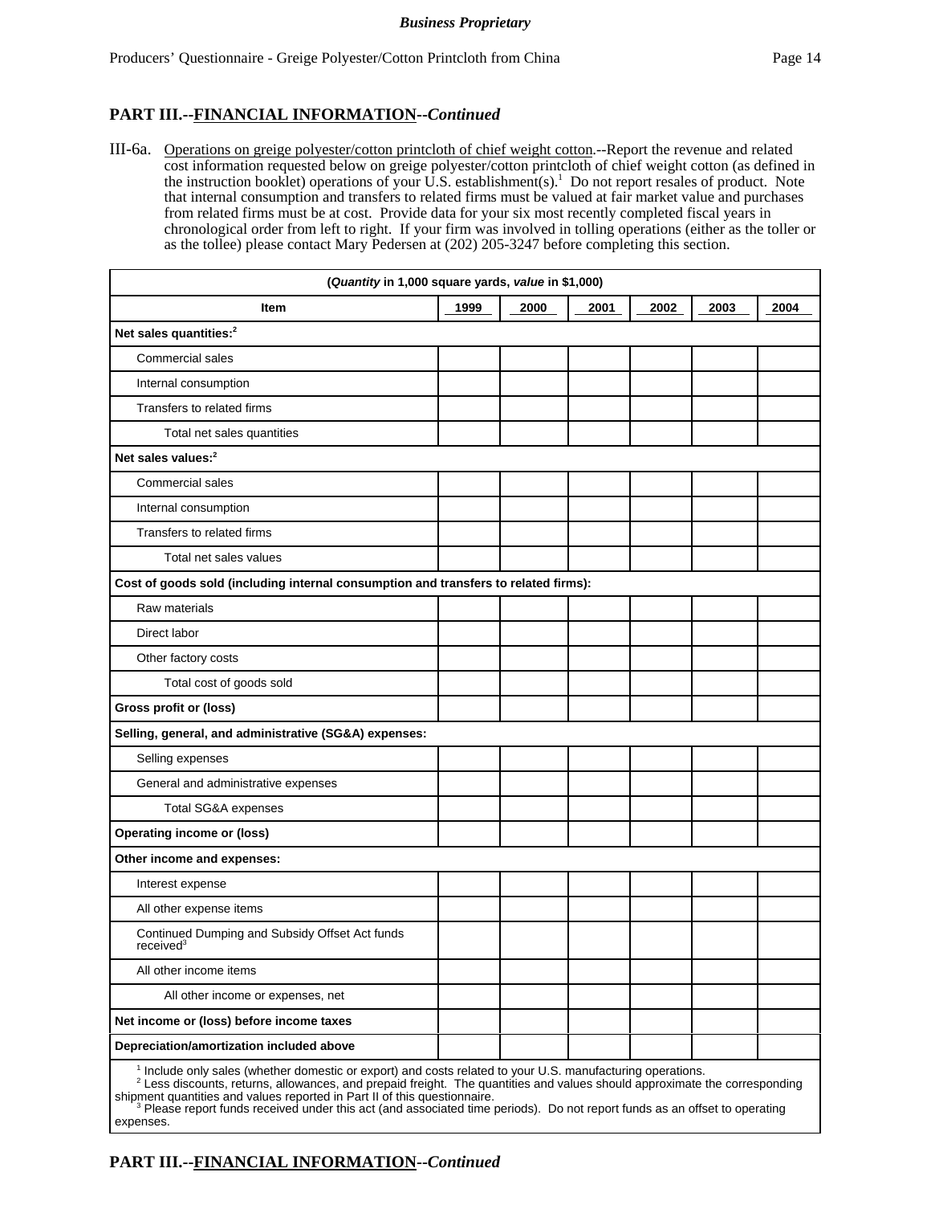## PART III.--FINANCIAL INFORMATION--*Continued*

III-6a. Operations on greige polyester/cotton printcloth of chief weight cotton.--Report the revenue and related cost information requested below on greige polyester/cotton printcloth of chief weight cotton (as defined in the instruction booklet) operations of your U.S. establishment(s).[1] Do not report resales of product. Note that internal consumption and transfers to related firms must be valued at fair market value and purchases from related firms must be at cost. Provide data for your six most recently completed fiscal years in chronological order from left to right. If your firm was involved in tolling operations (either as the toller or as the tollee) please contact Mary Pedersen at (202) 205-3247 before completing this section.

| (*Quantity* in 1,000 square yards, *value* in $1,000) | | | | | | |
|---|---|---|---|---|---|---|
| **Item** | **1999** | **2000** | **2001** | **2002** | **2003** | **2004** |
| **Net sales quantities:**[2] | | | | | | |
| Commercial sales | | | | | | |
| Internal consumption | | | | | | |
| Transfers to related firms | | | | | | |
| Total net sales quantities | | | | | | |
| **Net sales values:**[2] | | | | | | |
| Commercial sales | | | | | | |
| Internal consumption | | | | | | |
| Transfers to related firms | | | | | | |
| Total net sales values | | | | | | |
| **Cost of goods sold (including internal consumption and transfers to related firms):** | | | | | | |
| Raw materials | | | | | | |
| Direct labor | | | | | | |
| Other factory costs | | | | | | |
| Total cost of goods sold | | | | | | |
| **Gross profit or (loss)** | | | | | | |
| **Selling, general, and administrative (SG&A) expenses:** | | | | | | |
| Selling expenses | | | | | | |
| General and administrative expenses | | | | | | |
| Total SG&A expenses | | | | | | |
| **Operating income or (loss)** | | | | | | |
| **Other income and expenses:** | | | | | | |
| Interest expense | | | | | | |
| All other expense items | | | | | | |
| Continued Dumping and Subsidy Offset Act funds received[3] | | | | | | |
| All other income items | | | | | | |
| All other income or expenses, net | | | | | | |
| **Net income or (loss) before income taxes** | | | | | | |
| **Depreciation/amortization included above** | | | | | | |

[1] Include only sales (whether domestic or export) and costs related to your U.S. manufacturing operations.
[2] Less discounts, returns, allowances, and prepaid freight. The quantities and values should approximate the corresponding shipment quantities and values reported in Part II of this questionnaire.
[3] Please report funds received under this act (and associated time periods). Do not report funds as an offset to operating expenses.

## PART III.--FINANCIAL INFORMATION--*Continued*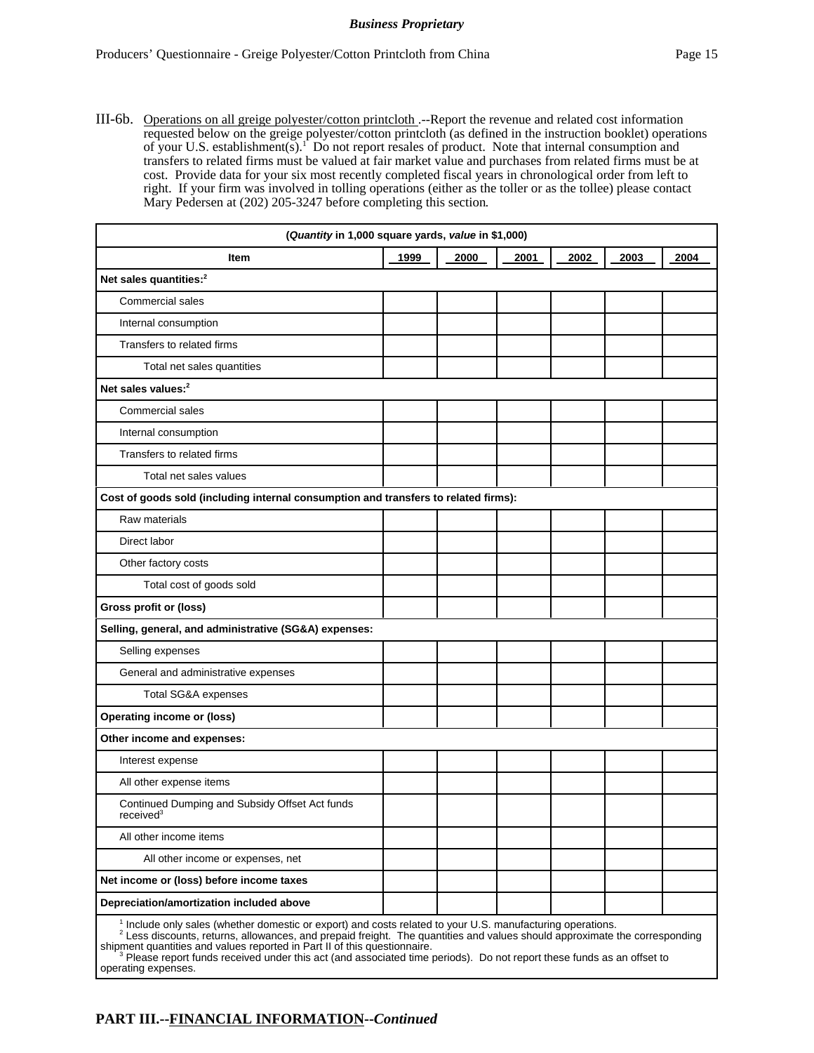**III-6b.** Operations on all greige polyester/cotton printcloth .--Report the revenue and related cost information requested below on the greige polyester/cotton printcloth (as defined in the instruction booklet) operations of your U.S. establishment(s).[1] Do not report resales of product. Note that internal consumption and transfers to related firms must be valued at fair market value and purchases from related firms must be at cost. Provide data for your six most recently completed fiscal years in chronological order from left to right. If your firm was involved in tolling operations (either as the toller or as the tollee) please contact Mary Pedersen at (202) 205-3247 before completing this section.

| (*Quantity* in 1,000 square yards, *value* in $1,000) | | | | | | |
|---|---|---|---|---|---|---|
| **Item** | **1999** | **2000** | **2001** | **2002** | **2003** | **2004** |
| **Net sales quantities:**[2] | | | | | | |
| Commercial sales | | | | | | |
| Internal consumption | | | | | | |
| Transfers to related firms | | | | | | |
| Total net sales quantities | | | | | | |
| **Net sales values:**[2] | | | | | | |
| Commercial sales | | | | | | |
| Internal consumption | | | | | | |
| Transfers to related firms | | | | | | |
| Total net sales values | | | | | | |
| **Cost of goods sold (including internal consumption and transfers to related firms):** | | | | | | |
| Raw materials | | | | | | |
| Direct labor | | | | | | |
| Other factory costs | | | | | | |
| Total cost of goods sold | | | | | | |
| **Gross profit or (loss)** | | | | | | |
| **Selling, general, and administrative (SG&A) expenses:** | | | | | | |
| Selling expenses | | | | | | |
| General and administrative expenses | | | | | | |
| Total SG&A expenses | | | | | | |
| **Operating income or (loss)** | | | | | | |
| **Other income and expenses:** | | | | | | |
| Interest expense | | | | | | |
| All other expense items | | | | | | |
| Continued Dumping and Subsidy Offset Act funds received[3] | | | | | | |
| All other income items | | | | | | |
| All other income or expenses, net | | | | | | |
| **Net income or (loss) before income taxes** | | | | | | |
| **Depreciation/amortization included above** | | | | | | |

[1] Include only sales (whether domestic or export) and costs related to your U.S. manufacturing operations.
[2] Less discounts, returns, allowances, and prepaid freight. The quantities and values should approximate the corresponding shipment quantities and values reported in Part II of this questionnaire.
[3] Please report funds received under this act (and associated time periods). Do not report these funds as an offset to operating expenses.

**PART III.--FINANCIAL INFORMATION--*Continued***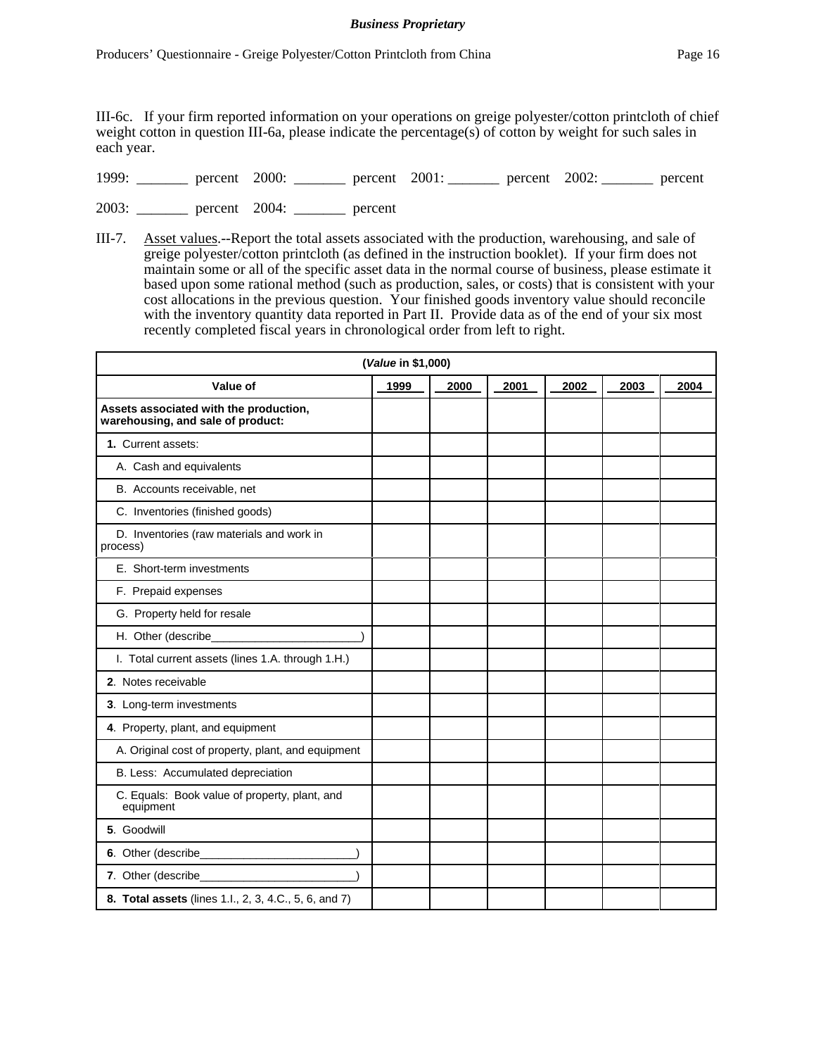III-6c. If your firm reported information on your operations on greige polyester/cotton printcloth of chief weight cotton in question III-6a, please indicate the percentage(s) of cotton by weight for such sales in each year.

1999: _______ percent 2000: _______ percent 2001: _______ percent 2002: _______ percent

2003: _______ percent 2004: _______ percent

III-7. Asset values.--Report the total assets associated with the production, warehousing, and sale of greige polyester/cotton printcloth (as defined in the instruction booklet). If your firm does not maintain some or all of the specific asset data in the normal course of business, please estimate it based upon some rational method (such as production, sales, or costs) that is consistent with your cost allocations in the previous question. Your finished goods inventory value should reconcile with the inventory quantity data reported in Part II. Provide data as of the end of your six most recently completed fiscal years in chronological order from left to right.

| (*Value* in $1,000) | | | | | | |
|---|---|---|---|---|---|---|
| **Value of** | **1999** | **2000** | **2001** | **2002** | **2003** | **2004** |
| **Assets associated with the production, warehousing, and sale of product:** | | | | | | |
| **1.** Current assets: | | | | | | |
| A. Cash and equivalents | | | | | | |
| B. Accounts receivable, net | | | | | | |
| C. Inventories (finished goods) | | | | | | |
| D. Inventories (raw materials and work in process) | | | | | | |
| E. Short-term investments | | | | | | |
| F. Prepaid expenses | | | | | | |
| G. Property held for resale | | | | | | |
| H. Other (describe________________________) | | | | | | |
| I. Total current assets (lines 1.A. through 1.H.) | | | | | | |
| **2**. Notes receivable | | | | | | |
| **3**. Long-term investments | | | | | | |
| **4**. Property, plant, and equipment | | | | | | |
| A. Original cost of property, plant, and equipment | | | | | | |
| B. Less: Accumulated depreciation | | | | | | |
| C. Equals: Book value of property, plant, and equipment | | | | | | |
| **5**. Goodwill | | | | | | |
| **6**. Other (describe_________________________) | | | | | | |
| **7**. Other (describe_________________________) | | | | | | |
| **8. Total assets** (lines 1.I., 2, 3, 4.C., 5, 6, and 7) | | | | | | |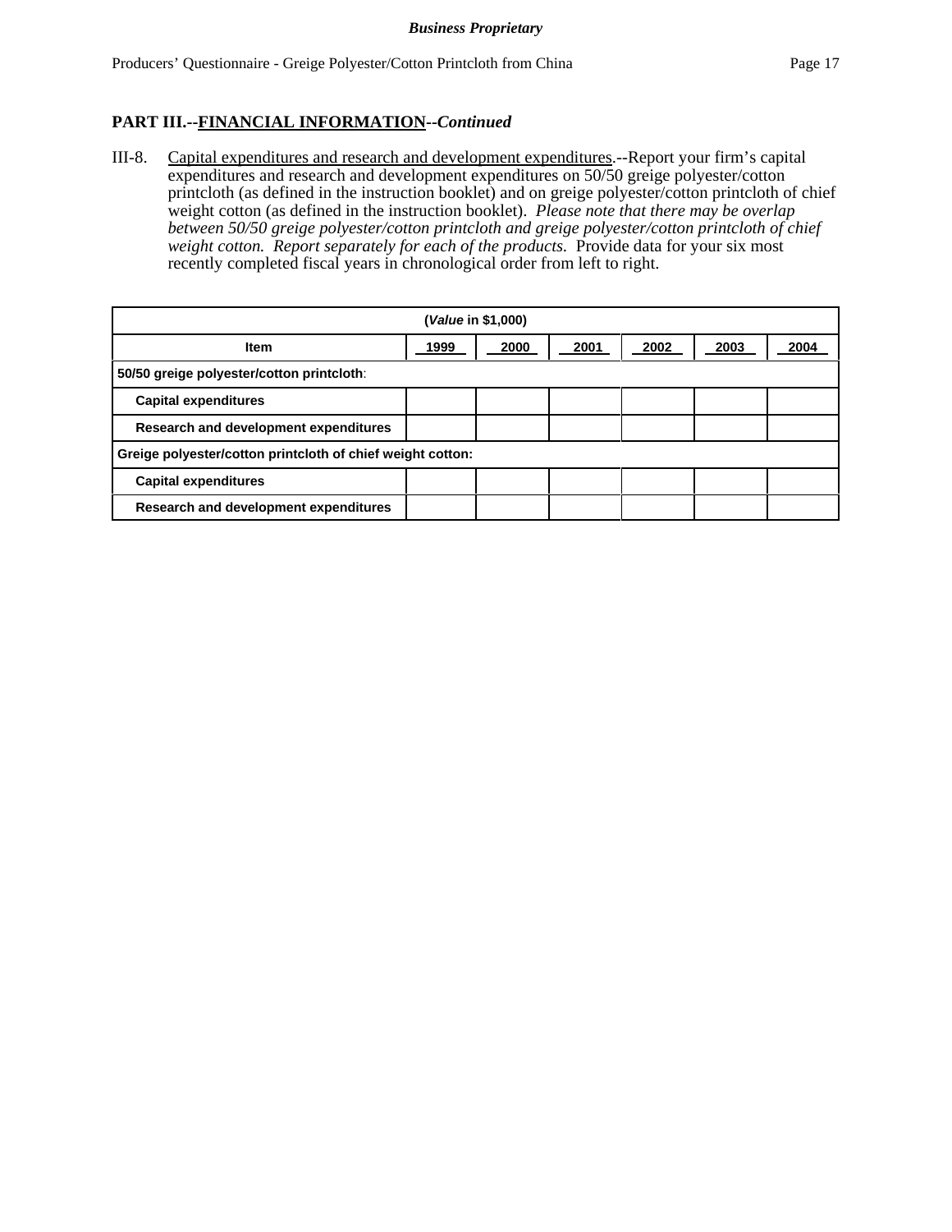## PART III.--FINANCIAL INFORMATION--*Continued*

III-8. Capital expenditures and research and development expenditures.--Report your firm's capital expenditures and research and development expenditures on 50/50 greige polyester/cotton printcloth (as defined in the instruction booklet) and on greige polyester/cotton printcloth of chief weight cotton (as defined in the instruction booklet). *Please note that there may be overlap between 50/50 greige polyester/cotton printcloth and greige polyester/cotton printcloth of chief weight cotton. Report separately for each of the products.* Provide data for your six most recently completed fiscal years in chronological order from left to right.

| (*Value* in $1,000) | | | | | | |
|---|---|---|---|---|---|---|
| **Item** | **1999** | **2000** | **2001** | **2002** | **2003** | **2004** |
| **50/50 greige polyester/cotton printcloth**: | | | | | | |
| **Capital expenditures** | | | | | | |
| **Research and development expenditures** | | | | | | |
| **Greige polyester/cotton printcloth of chief weight cotton:** | | | | | | |
| **Capital expenditures** | | | | | | |
| **Research and development expenditures** | | | | | | |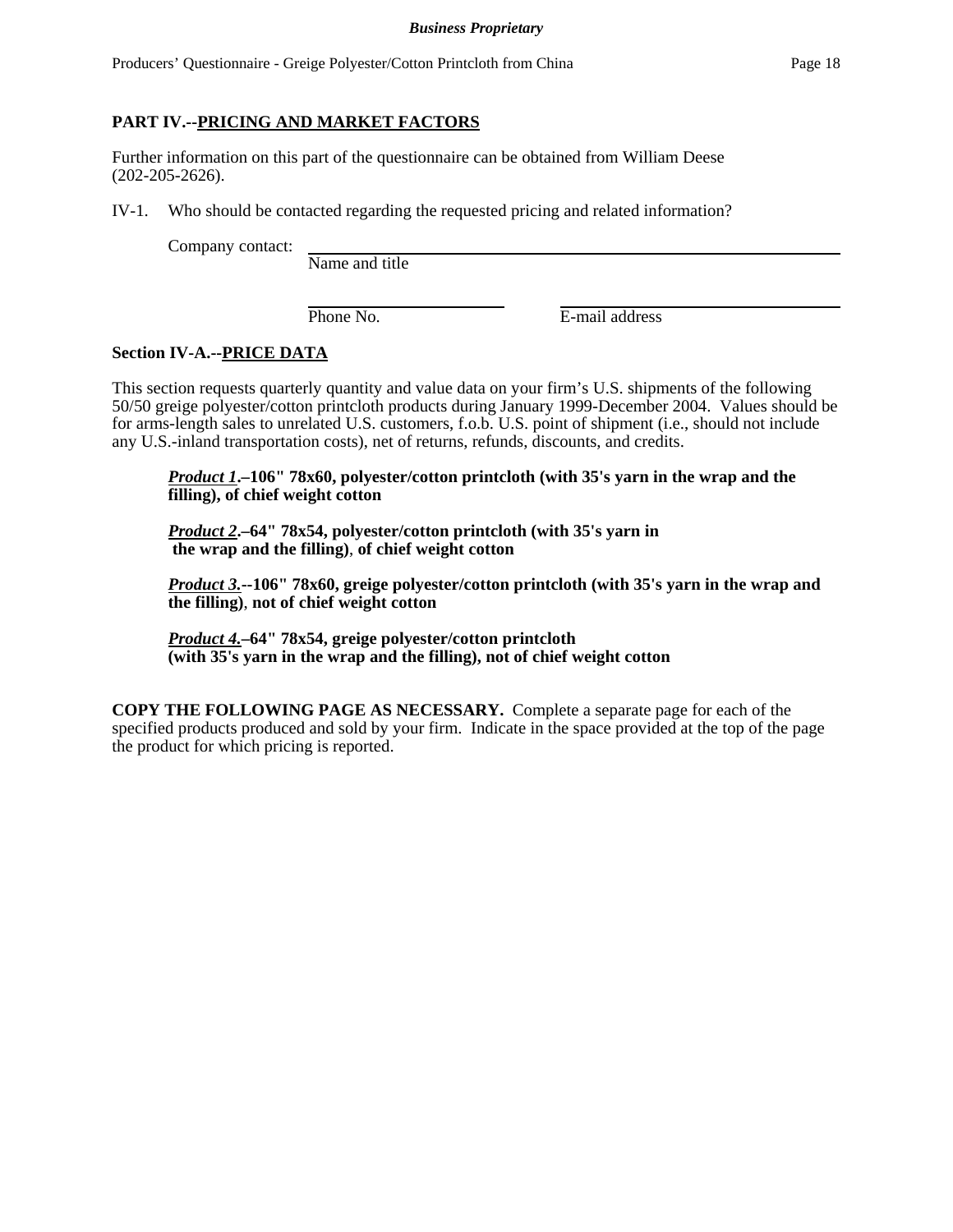## PART IV.--PRICING AND MARKET FACTORS

Further information on this part of the questionnaire can be obtained from William Deese (202-205-2626).

IV-1. Who should be contacted regarding the requested pricing and related information?

Company contact: ______________________________________________
Name and title

______________________ ______________________________
Phone No. E-mail address

### Section IV-A.--PRICE DATA

This section requests quarterly quantity and value data on your firm's U.S. shipments of the following 50/50 greige polyester/cotton printcloth products during January 1999-December 2004. Values should be for arms-length sales to unrelated U.S. customers, f.o.b. U.S. point of shipment (i.e., should not include any U.S.-inland transportation costs), net of returns, refunds, discounts, and credits.

***Product 1*.–106" 78x60, polyester/cotton printcloth (with 35's yarn in the wrap and the filling), of chief weight cotton**

***Product 2*.–64" 78x54, polyester/cotton printcloth (with 35's yarn in the wrap and the filling)**, **of chief weight cotton**

***Product 3.*--106" 78x60, greige polyester/cotton printcloth (with 35's yarn in the wrap and the filling)**, **not of chief weight cotton**

***Product 4.*–64" 78x54, greige polyester/cotton printcloth (with 35's yarn in the wrap and the filling), not of chief weight cotton**

**COPY THE FOLLOWING PAGE AS NECESSARY.** Complete a separate page for each of the specified products produced and sold by your firm. Indicate in the space provided at the top of the page the product for which pricing is reported.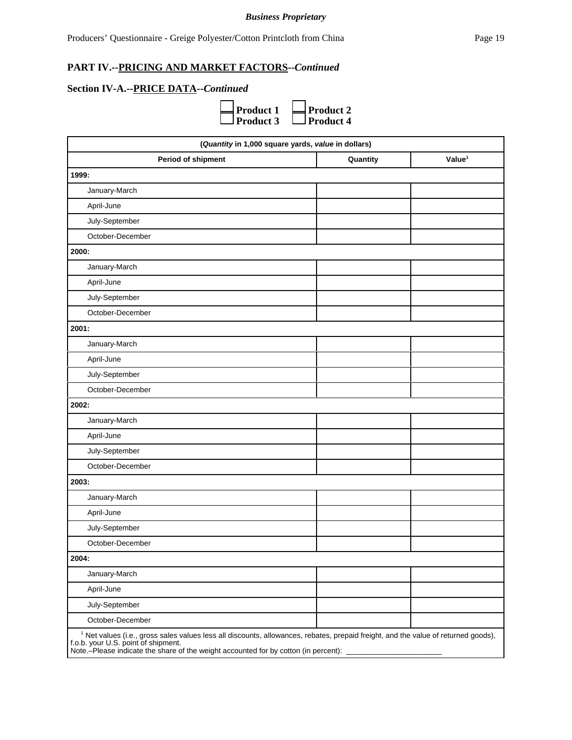**Business Proprietary**

Producers' Questionnaire - Greige Polyester/Cotton Printcloth from China

## PART IV.--PRICING AND MARKET FACTORS--*Continued*

### Section IV-A.--PRICE DATA--*Continued*

☐ **Product 1** ☐ **Product 2**
☐ **Product 3** ☐ **Product 4**

| (*Quantity* in 1,000 square yards, *value* in dollars) | | |
|---|---|---|
| **Period of shipment** | **Quantity** | **Value[1]** |
| **1999:** | | |
| January-March | | |
| April-June | | |
| July-September | | |
| October-December | | |
| **2000:** | | |
| January-March | | |
| April-June | | |
| July-September | | |
| October-December | | |
| **2001:** | | |
| January-March | | |
| April-June | | |
| July-September | | |
| October-December | | |
| **2002:** | | |
| January-March | | |
| April-June | | |
| July-September | | |
| October-December | | |
| **2003:** | | |
| January-March | | |
| April-June | | |
| July-September | | |
| October-December | | |
| **2004:** | | |
| January-March | | |
| April-June | | |
| July-September | | |
| October-December | | |

[1] Net values (i.e., gross sales values less all discounts, allowances, rebates, prepaid freight, and the value of returned goods), f.o.b. your U.S. point of shipment.

Note.–Please indicate the share of the weight accounted for by cotton (in percent): ______________________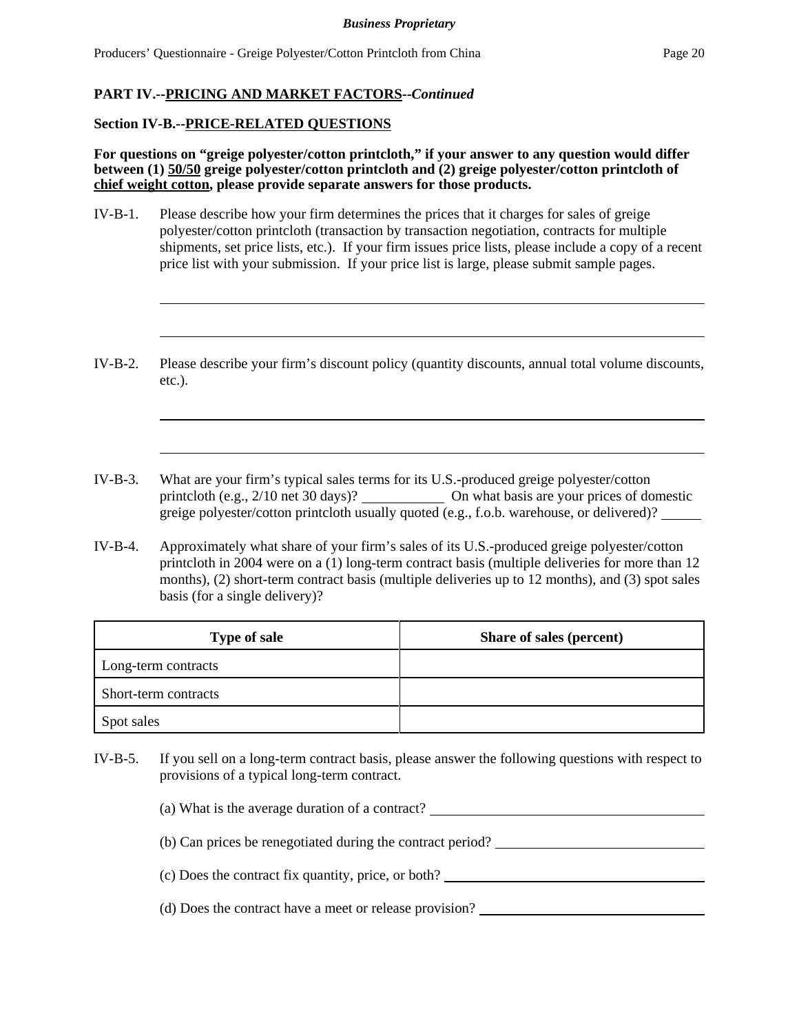**PART IV.--PRICING AND MARKET FACTORS--*Continued***

**Section IV-B.--PRICE-RELATED QUESTIONS**

**For questions on "greige polyester/cotton printcloth," if your answer to any question would differ between (1) 50/50 greige polyester/cotton printcloth and (2) greige polyester/cotton printcloth of chief weight cotton, please provide separate answers for those products.**

IV-B-1. Please describe how your firm determines the prices that it charges for sales of greige polyester/cotton printcloth (transaction by transaction negotiation, contracts for multiple shipments, set price lists, etc.). If your firm issues price lists, please include a copy of a recent price list with your submission. If your price list is large, please submit sample pages.

______________________________________________________________________

______________________________________________________________________

IV-B-2. Please describe your firm's discount policy (quantity discounts, annual total volume discounts, etc.).

______________________________________________________________________

______________________________________________________________________

IV-B-3. What are your firm's typical sales terms for its U.S.-produced greige polyester/cotton printcloth (e.g., 2/10 net 30 days)? ___________ On what basis are your prices of domestic greige polyester/cotton printcloth usually quoted (e.g., f.o.b. warehouse, or delivered)? _____

IV-B-4. Approximately what share of your firm's sales of its U.S.-produced greige polyester/cotton printcloth in 2004 were on a (1) long-term contract basis (multiple deliveries for more than 12 months), (2) short-term contract basis (multiple deliveries up to 12 months), and (3) spot sales basis (for a single delivery)?

| Type of sale | Share of sales (percent) |
|---|---|
| Long-term contracts | |
| Short-term contracts | |
| Spot sales | |

IV-B-5. If you sell on a long-term contract basis, please answer the following questions with respect to provisions of a typical long-term contract.

(a) What is the average duration of a contract? ______________________________

(b) Can prices be renegotiated during the contract period? ______________________

(c) Does the contract fix quantity, price, or both? ______________________________

(d) Does the contract have a meet or release provision? __________________________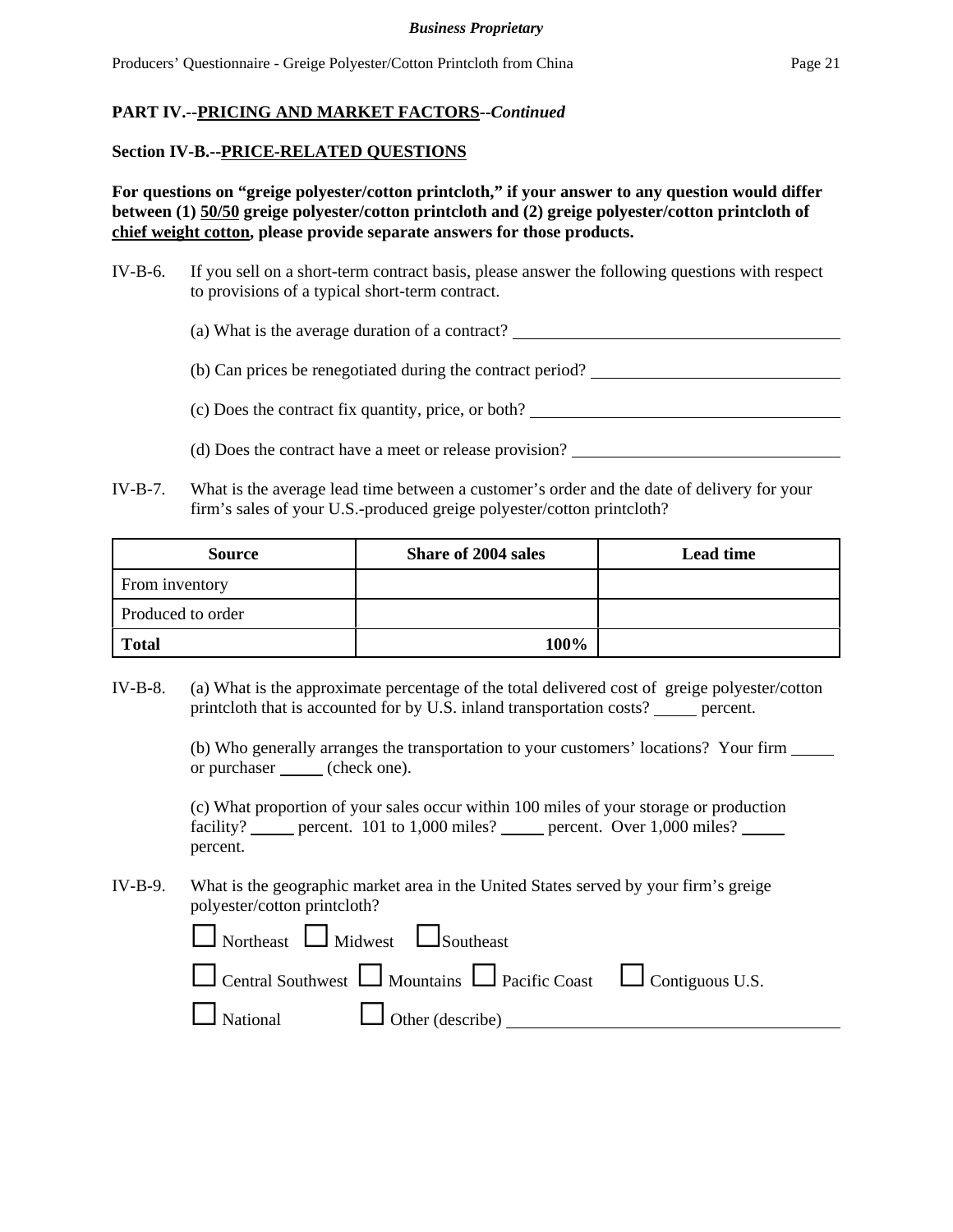**PART IV.--<u>PRICING AND MARKET FACTORS</u>--*Continued***

**Section IV-B.--<u>PRICE-RELATED QUESTIONS</u>**

**For questions on "greige polyester/cotton printcloth," if your answer to any question would differ between (1) <u>50/50</u> greige polyester/cotton printcloth and (2) greige polyester/cotton printcloth of <u>chief weight cotton</u>, please provide separate answers for those products.**

IV-B-6. If you sell on a short-term contract basis, please answer the following questions with respect to provisions of a typical short-term contract.

(a) What is the average duration of a contract? ______________________________

(b) Can prices be renegotiated during the contract period? ______________________

(c) Does the contract fix quantity, price, or both? ____________________________

(d) Does the contract have a meet or release provision? _______________________

IV-B-7. What is the average lead time between a customer's order and the date of delivery for your firm's sales of your U.S.-produced greige polyester/cotton printcloth?

| Source | Share of 2004 sales | Lead time |
|---|---|---|
| From inventory | | |
| Produced to order | | |
| **Total** | **100%** | |

IV-B-8. (a) What is the approximate percentage of the total delivered cost of greige polyester/cotton printcloth that is accounted for by U.S. inland transportation costs? _____ percent.

(b) Who generally arranges the transportation to your customers' locations? Your firm _____ or purchaser _____ (check one).

(c) What proportion of your sales occur within 100 miles of your storage or production facility? _____ percent. 101 to 1,000 miles? _____ percent. Over 1,000 miles? _____ percent.

IV-B-9. What is the geographic market area in the United States served by your firm's greige polyester/cotton printcloth?

☐ Northeast ☐ Midwest ☐ Southeast

☐ Central Southwest ☐ Mountains ☐ Pacific Coast ☐ Contiguous U.S.

☐ National ☐ Other (describe) ______________________________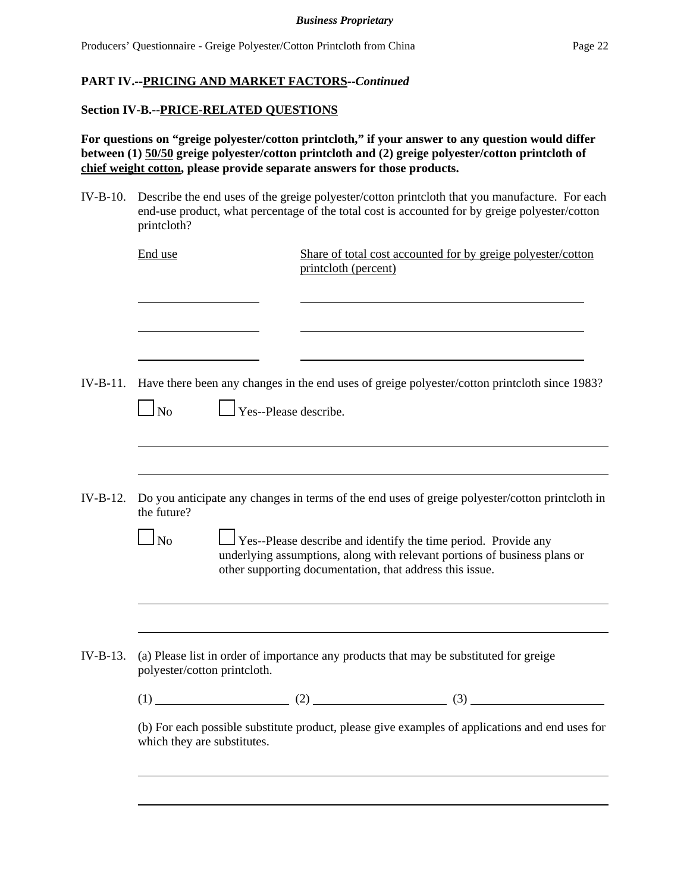## PART IV.--PRICING AND MARKET FACTORS--*Continued*

### Section IV-B.--PRICE-RELATED QUESTIONS

**For questions on "greige polyester/cotton printcloth," if your answer to any question would differ between (1) 50/50 greige polyester/cotton printcloth and (2) greige polyester/cotton printcloth of chief weight cotton, please provide separate answers for those products.**

IV-B-10. Describe the end uses of the greige polyester/cotton printcloth that you manufacture. For each end-use product, what percentage of the total cost is accounted for by greige polyester/cotton printcloth?

| End use | Share of total cost accounted for by greige polyester/cotton printcloth (percent) |
|---|---|
| | |
| | |
| | |

IV-B-11. Have there been any changes in the end uses of greige polyester/cotton printcloth since 1983?

☐ No ☐ Yes--Please describe.

IV-B-12. Do you anticipate any changes in terms of the end uses of greige polyester/cotton printcloth in the future?

☐ No ☐ Yes--Please describe and identify the time period. Provide any underlying assumptions, along with relevant portions of business plans or other supporting documentation, that address this issue.

IV-B-13. (a) Please list in order of importance any products that may be substituted for greige polyester/cotton printcloth.

(1) ____________ (2) ____________ (3) ____________

(b) For each possible substitute product, please give examples of applications and end uses for which they are substitutes.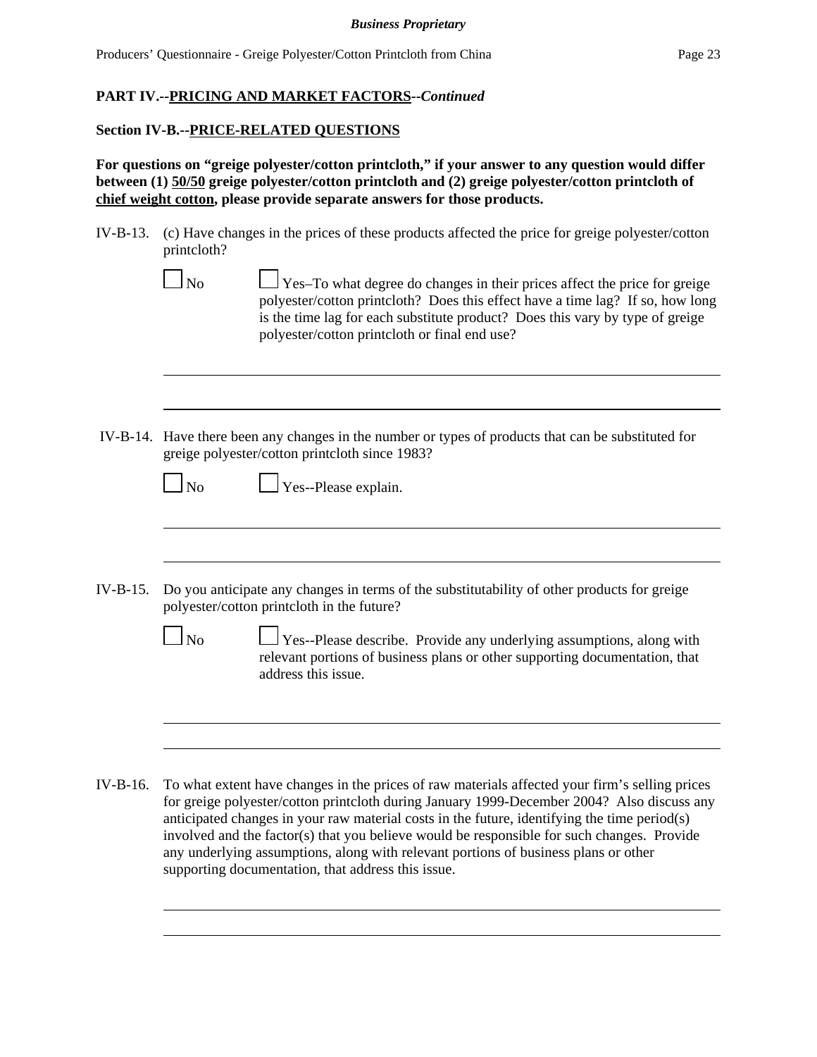**PART IV.--PRICING AND MARKET FACTORS--*Continued***

**Section IV-B.--PRICE-RELATED QUESTIONS**

**For questions on "greige polyester/cotton printcloth," if your answer to any question would differ between (1) 50/50 greige polyester/cotton printcloth and (2) greige polyester/cotton printcloth of chief weight cotton, please provide separate answers for those products.**

IV-B-13. (c) Have changes in the prices of these products affected the price for greige polyester/cotton printcloth?

☐ No ☐ Yes–To what degree do changes in their prices affect the price for greige polyester/cotton printcloth? Does this effect have a time lag? If so, how long is the time lag for each substitute product? Does this vary by type of greige polyester/cotton printcloth or final end use?

IV-B-14. Have there been any changes in the number or types of products that can be substituted for greige polyester/cotton printcloth since 1983?

☐ No ☐ Yes--Please explain.

IV-B-15. Do you anticipate any changes in terms of the substitutability of other products for greige polyester/cotton printcloth in the future?

☐ No ☐ Yes--Please describe. Provide any underlying assumptions, along with relevant portions of business plans or other supporting documentation, that address this issue.

IV-B-16. To what extent have changes in the prices of raw materials affected your firm's selling prices for greige polyester/cotton printcloth during January 1999-December 2004? Also discuss any anticipated changes in your raw material costs in the future, identifying the time period(s) involved and the factor(s) that you believe would be responsible for such changes. Provide any underlying assumptions, along with relevant portions of business plans or other supporting documentation, that address this issue.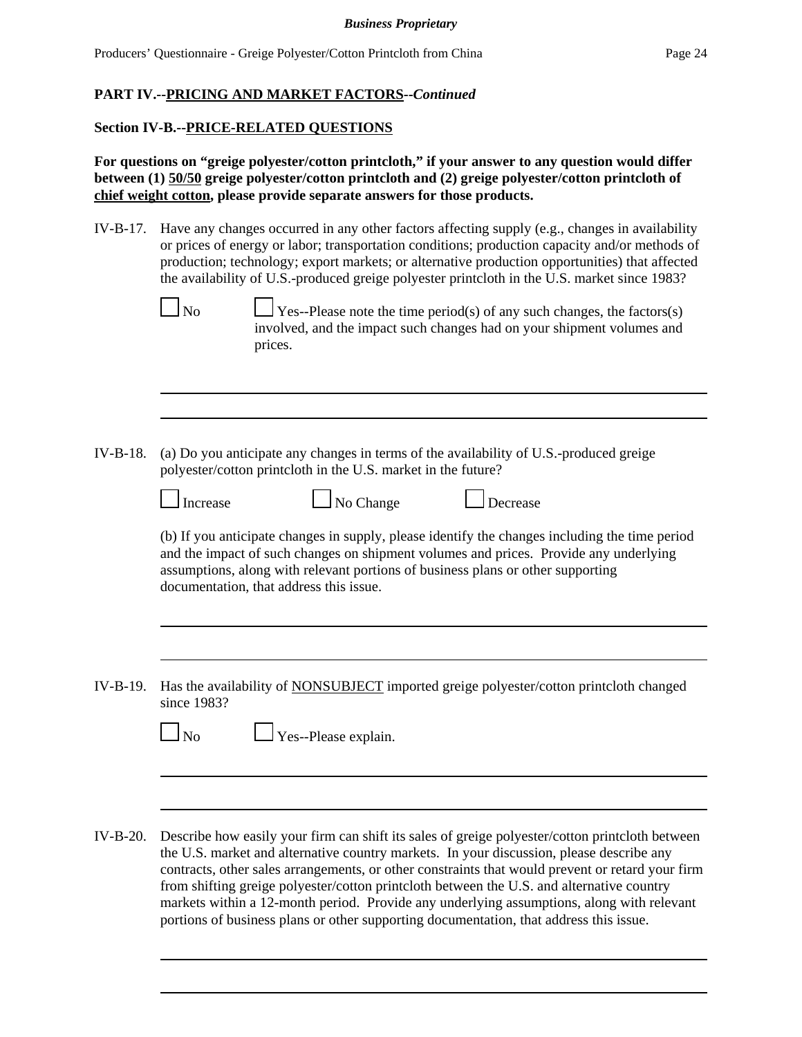## PART IV.--PRICING AND MARKET FACTORS--*Continued*

### Section IV-B.--PRICE-RELATED QUESTIONS

**For questions on "greige polyester/cotton printcloth," if your answer to any question would differ between (1) 50/50 greige polyester/cotton printcloth and (2) greige polyester/cotton printcloth of chief weight cotton, please provide separate answers for those products.**

IV-B-17. Have any changes occurred in any other factors affecting supply (e.g., changes in availability or prices of energy or labor; transportation conditions; production capacity and/or methods of production; technology; export markets; or alternative production opportunities) that affected the availability of U.S.-produced greige polyester printcloth in the U.S. market since 1983?

☐ No ☐ Yes--Please note the time period(s) of any such changes, the factors(s) involved, and the impact such changes had on your shipment volumes and prices.

______________________________________________________________________

______________________________________________________________________

IV-B-18. (a) Do you anticipate any changes in terms of the availability of U.S.-produced greige polyester/cotton printcloth in the U.S. market in the future?

☐ Increase ☐ No Change ☐ Decrease

(b) If you anticipate changes in supply, please identify the changes including the time period and the impact of such changes on shipment volumes and prices. Provide any underlying assumptions, along with relevant portions of business plans or other supporting documentation, that address this issue.

______________________________________________________________________

______________________________________________________________________

IV-B-19. Has the availability of NONSUBJECT imported greige polyester/cotton printcloth changed since 1983?

☐ No ☐ Yes--Please explain.

______________________________________________________________________

______________________________________________________________________

IV-B-20. Describe how easily your firm can shift its sales of greige polyester/cotton printcloth between the U.S. market and alternative country markets. In your discussion, please describe any contracts, other sales arrangements, or other constraints that would prevent or retard your firm from shifting greige polyester/cotton printcloth between the U.S. and alternative country markets within a 12-month period. Provide any underlying assumptions, along with relevant portions of business plans or other supporting documentation, that address this issue.

______________________________________________________________________

______________________________________________________________________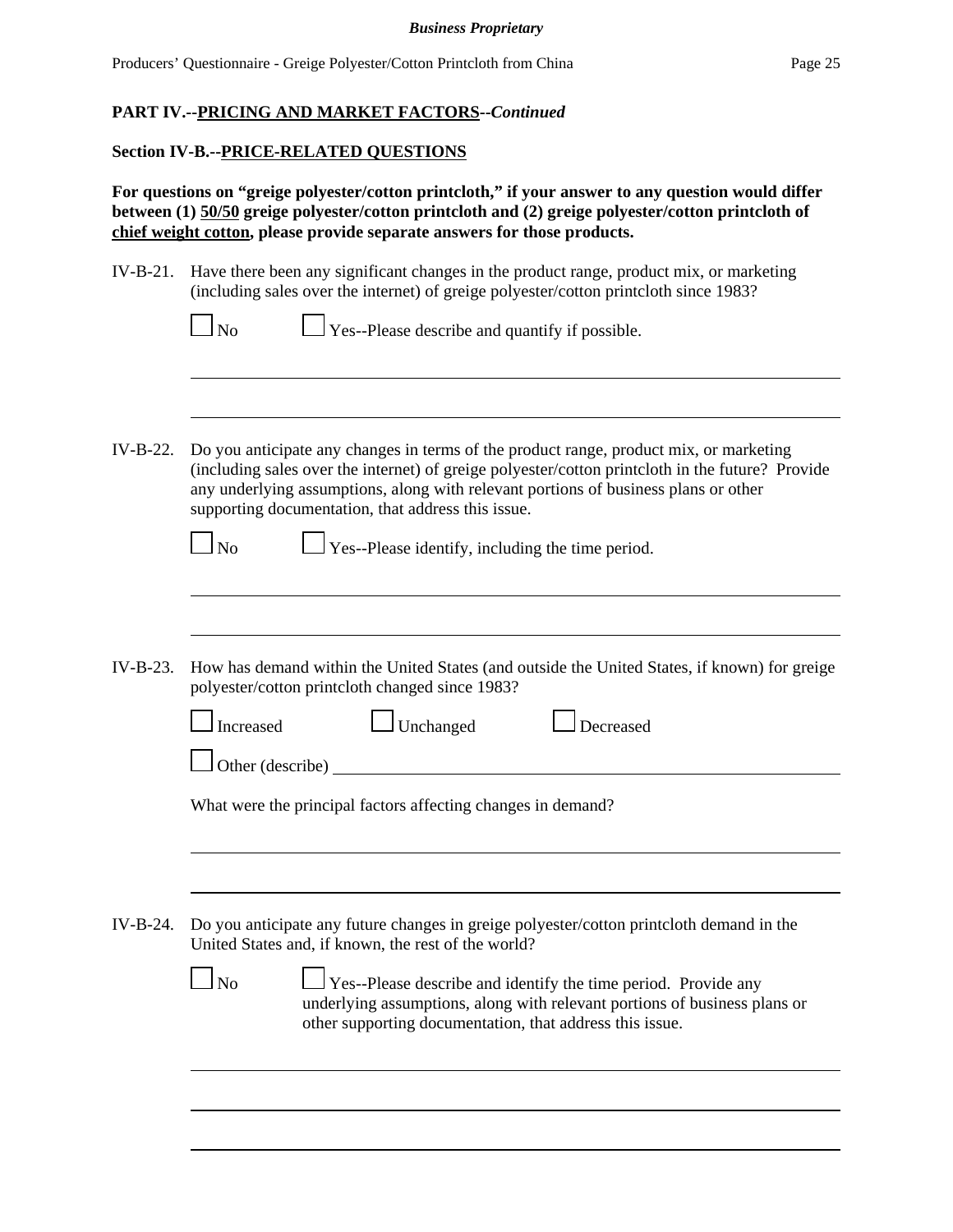**PART IV.--PRICING AND MARKET FACTORS--*Continued***

**Section IV-B.--PRICE-RELATED QUESTIONS**

**For questions on "greige polyester/cotton printcloth," if your answer to any question would differ between (1) 50/50 greige polyester/cotton printcloth and (2) greige polyester/cotton printcloth of chief weight cotton, please provide separate answers for those products.**

IV-B-21. Have there been any significant changes in the product range, product mix, or marketing (including sales over the internet) of greige polyester/cotton printcloth since 1983?

☐ No ☐ Yes--Please describe and quantify if possible.

IV-B-22. Do you anticipate any changes in terms of the product range, product mix, or marketing (including sales over the internet) of greige polyester/cotton printcloth in the future? Provide any underlying assumptions, along with relevant portions of business plans or other supporting documentation, that address this issue.

☐ No ☐ Yes--Please identify, including the time period.

IV-B-23. How has demand within the United States (and outside the United States, if known) for greige polyester/cotton printcloth changed since 1983?

☐ Increased ☐ Unchanged ☐ Decreased

☐ Other (describe)

What were the principal factors affecting changes in demand?

IV-B-24. Do you anticipate any future changes in greige polyester/cotton printcloth demand in the United States and, if known, the rest of the world?

☐ No ☐ Yes--Please describe and identify the time period. Provide any underlying assumptions, along with relevant portions of business plans or other supporting documentation, that address this issue.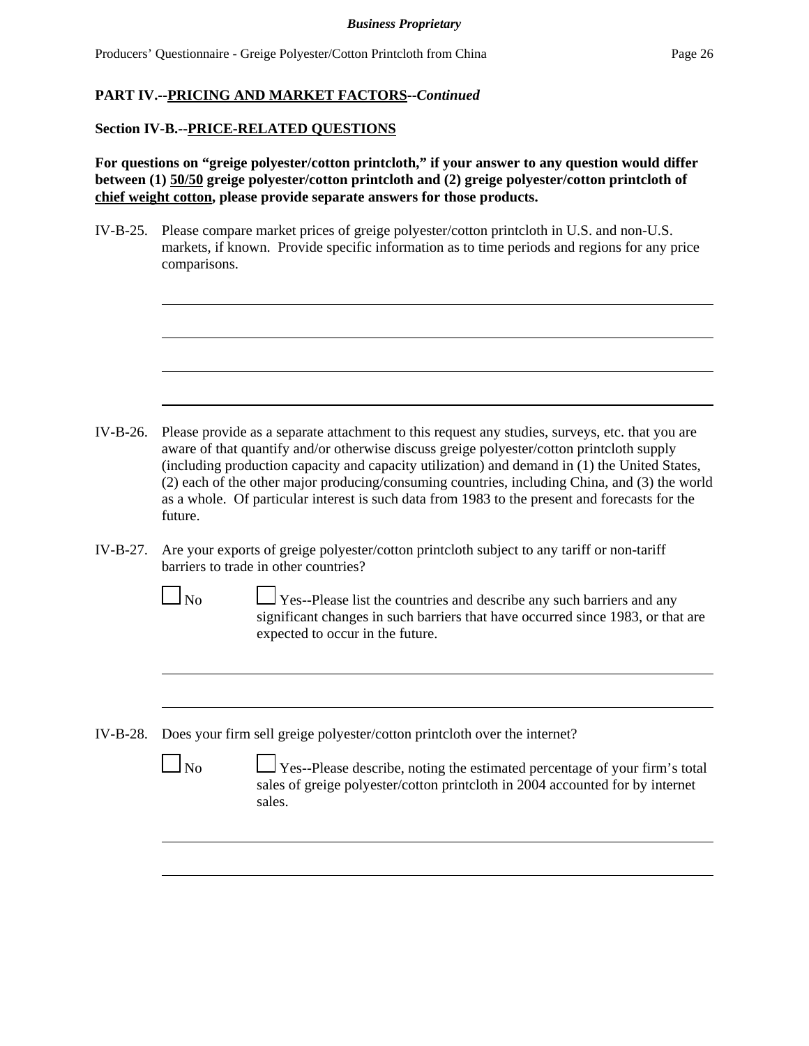**PART IV.--PRICING AND MARKET FACTORS--*Continued***

**Section IV-B.--PRICE-RELATED QUESTIONS**

**For questions on "greige polyester/cotton printcloth," if your answer to any question would differ between (1) 50/50 greige polyester/cotton printcloth and (2) greige polyester/cotton printcloth of chief weight cotton, please provide separate answers for those products.**

IV-B-25. Please compare market prices of greige polyester/cotton printcloth in U.S. and non-U.S. markets, if known. Provide specific information as to time periods and regions for any price comparisons.

______________________________________________________________________

______________________________________________________________________

______________________________________________________________________

______________________________________________________________________

IV-B-26. Please provide as a separate attachment to this request any studies, surveys, etc. that you are aware of that quantify and/or otherwise discuss greige polyester/cotton printcloth supply (including production capacity and capacity utilization) and demand in (1) the United States, (2) each of the other major producing/consuming countries, including China, and (3) the world as a whole. Of particular interest is such data from 1983 to the present and forecasts for the future.

IV-B-27. Are your exports of greige polyester/cotton printcloth subject to any tariff or non-tariff barriers to trade in other countries?

☐ No ☐ Yes--Please list the countries and describe any such barriers and any significant changes in such barriers that have occurred since 1983, or that are expected to occur in the future.

______________________________________________________________________

______________________________________________________________________

IV-B-28. Does your firm sell greige polyester/cotton printcloth over the internet?

☐ No ☐ Yes--Please describe, noting the estimated percentage of your firm's total sales of greige polyester/cotton printcloth in 2004 accounted for by internet sales.

______________________________________________________________________

______________________________________________________________________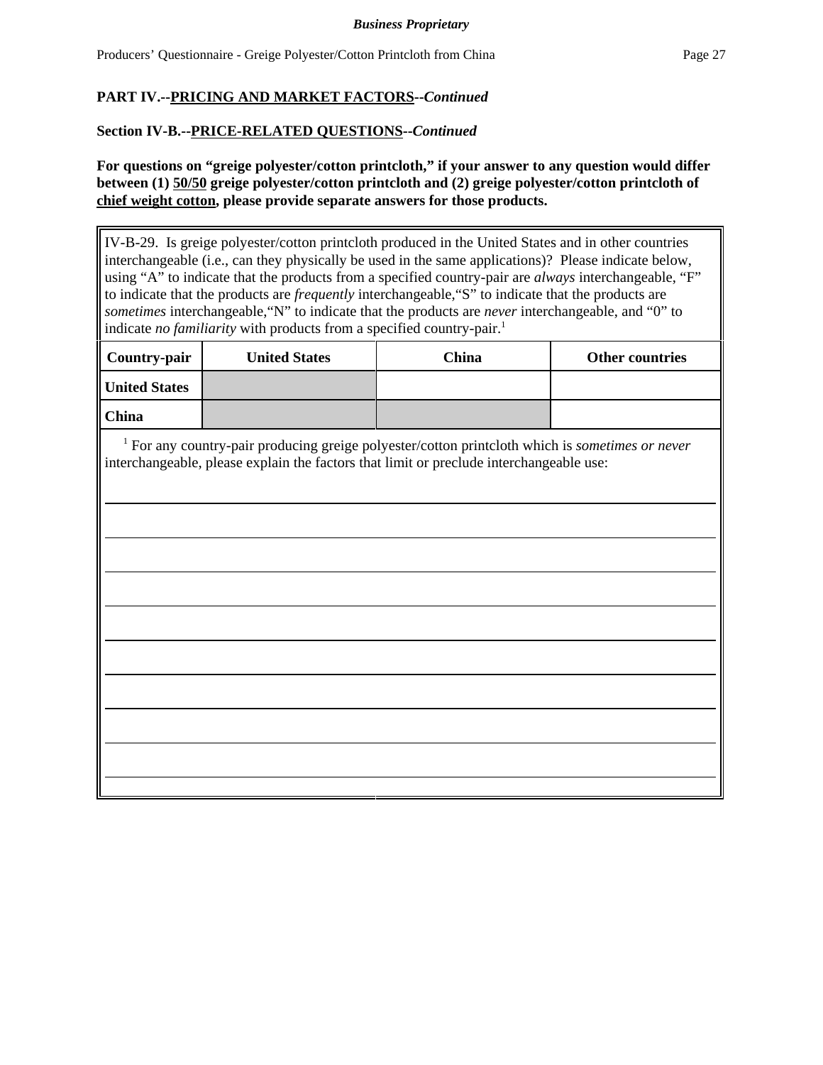**PART IV.--PRICING AND MARKET FACTORS--*Continued***

**Section IV-B.--PRICE-RELATED QUESTIONS--*Continued***

**For questions on "greige polyester/cotton printcloth," if your answer to any question would differ between (1) 50/50 greige polyester/cotton printcloth and (2) greige polyester/cotton printcloth of chief weight cotton, please provide separate answers for those products.**

IV-B-29. Is greige polyester/cotton printcloth produced in the United States and in other countries interchangeable (i.e., can they physically be used in the same applications)? Please indicate below, using "A" to indicate that the products from a specified country-pair are *always* interchangeable, "F" to indicate that the products are *frequently* interchangeable, "S" to indicate that the products are *sometimes* interchangeable, "N" to indicate that the products are *never* interchangeable, and "0" to indicate *no familiarity* with products from a specified country-pair.[1]

| Country-pair | United States | China | Other countries |
|---|---|---|---|
| **United States** | | | |
| **China** | | | |

[1] For any country-pair producing greige polyester/cotton printcloth which is *sometimes or never* interchangeable, please explain the factors that limit or preclude interchangeable use:

_______________________________________________

_______________________________________________

_______________________________________________

_______________________________________________

_______________________________________________

_______________________________________________

_______________________________________________

_______________________________________________

_______________________________________________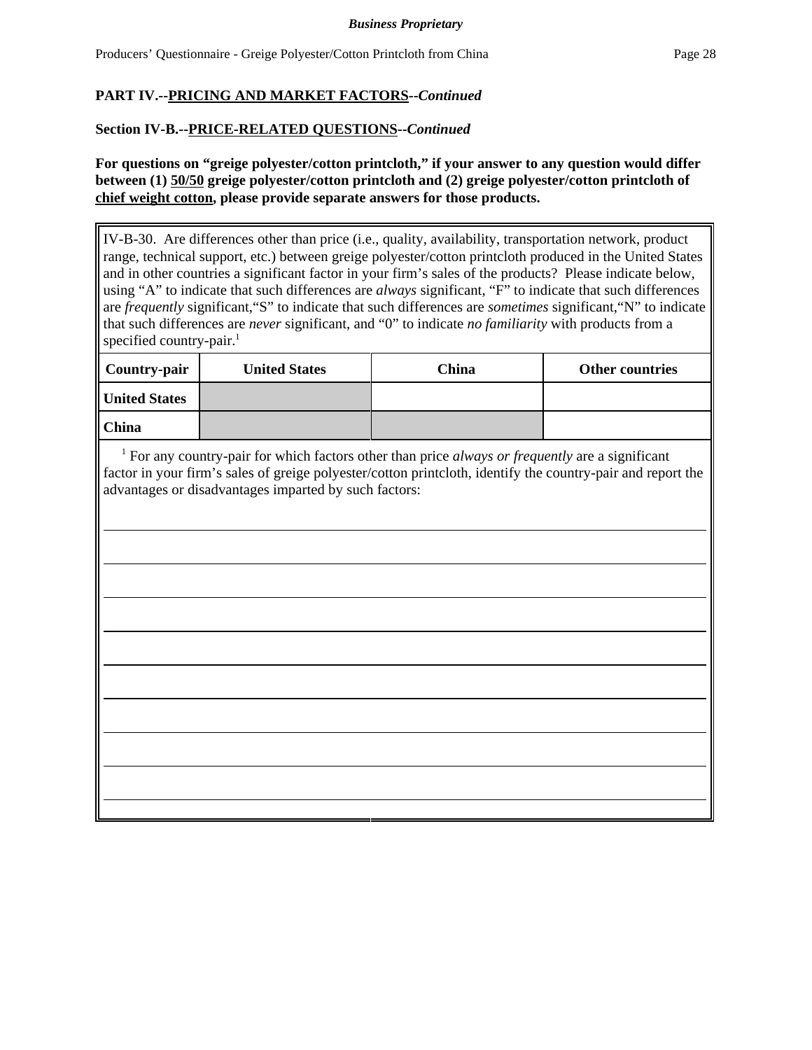**Business Proprietary**

**PART IV.--PRICING AND MARKET FACTORS--*Continued***

**Section IV-B.--PRICE-RELATED QUESTIONS--*Continued***

**For questions on "greige polyester/cotton printcloth," if your answer to any question would differ between (1) 50/50 greige polyester/cotton printcloth and (2) greige polyester/cotton printcloth of chief weight cotton, please provide separate answers for those products.**

IV-B-30. Are differences other than price (i.e., quality, availability, transportation network, product range, technical support, etc.) between greige polyester/cotton printcloth produced in the United States and in other countries a significant factor in your firm's sales of the products? Please indicate below, using "A" to indicate that such differences are *always* significant, "F" to indicate that such differences are *frequently* significant, "S" to indicate that such differences are *sometimes* significant, "N" to indicate that such differences are *never* significant, and "0" to indicate *no familiarity* with products from a specified country-pair.[1]

| Country-pair | United States | China | Other countries |
|---|---|---|---|
| **United States** | | | |
| **China** | | | |

[1] For any country-pair for which factors other than price *always or frequently* are a significant factor in your firm's sales of greige polyester/cotton printcloth, identify the country-pair and report the advantages or disadvantages imparted by such factors: